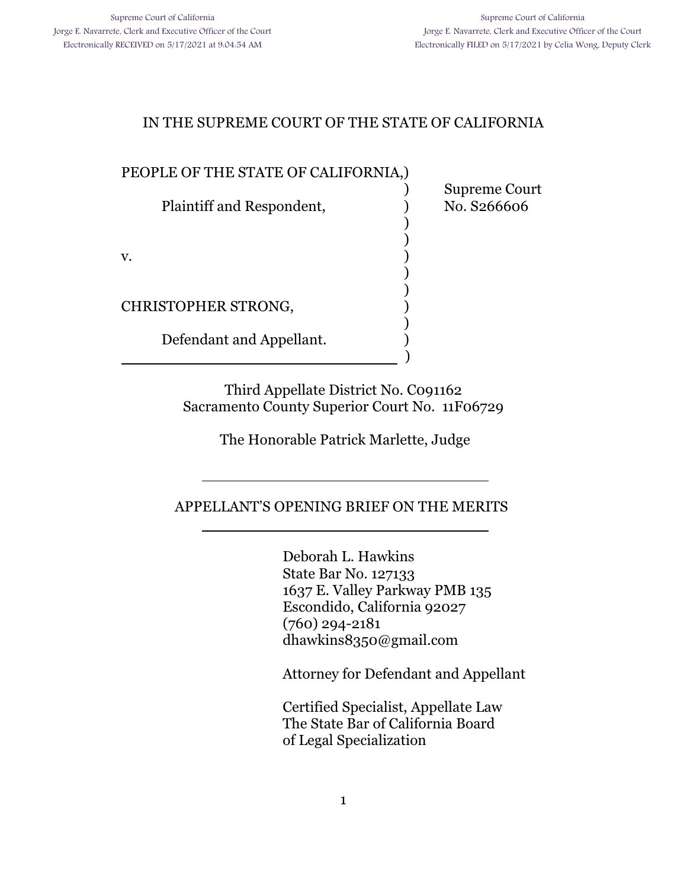Supreme Court of California
Jorge E. Navarrete, Clerk and Executive Officer of the Court
Electronically RECEIVED on 5/17/2021 at 9:04:54 AM

Supreme Court of California
Jorge E. Navarrete, Clerk and Executive Officer of the Court
Electronically FILED on 5/17/2021 by Celia Wong, Deputy Clerk

# IN THE SUPREME COURT OF THE STATE OF CALIFORNIA

PEOPLE OF THE STATE OF CALIFORNIA,

Plaintiff and Respondent,

v.

CHRISTOPHER STRONG,

Defendant and Appellant.

Supreme Court No. S266606

Third Appellate District No. C091162
Sacramento County Superior Court No. 11F06729

The Honorable Patrick Marlette, Judge

## APPELLANT'S OPENING BRIEF ON THE MERITS

Deborah L. Hawkins
State Bar No. 127133
1637 E. Valley Parkway PMB 135
Escondido, California 92027
(760) 294-2181
dhawkins8350@gmail.com

Attorney for Defendant and Appellant

Certified Specialist, Appellate Law
The State Bar of California Board
of Legal Specialization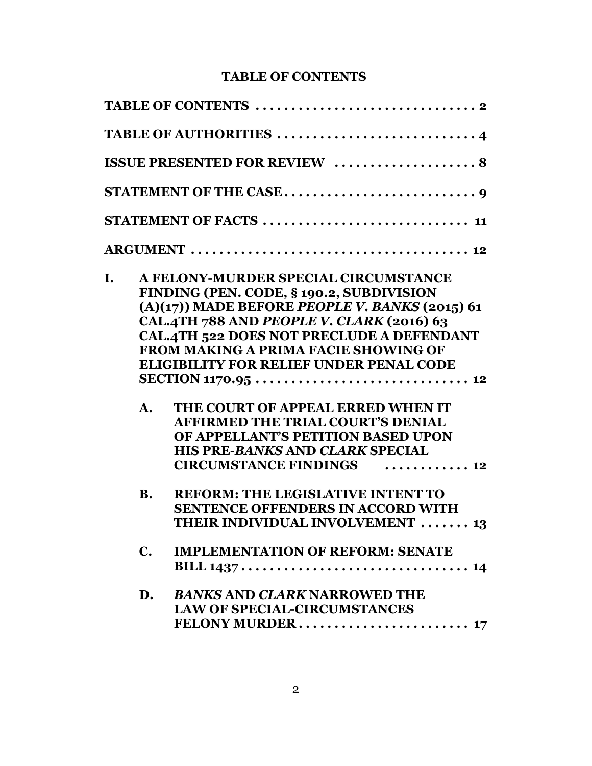# TABLE OF CONTENTS

**TABLE OF CONTENTS** . . . . . . . . . . . . . . . . . . . . . . . . . . . . . . . **2**

**TABLE OF AUTHORITIES** . . . . . . . . . . . . . . . . . . . . . . . . . . . . **4**

**ISSUE PRESENTED FOR REVIEW** . . . . . . . . . . . . . . . . . . . . **8**

**STATEMENT OF THE CASE** . . . . . . . . . . . . . . . . . . . . . . . . . . **9**

**STATEMENT OF FACTS** . . . . . . . . . . . . . . . . . . . . . . . . . . . . **11**

**ARGUMENT** . . . . . . . . . . . . . . . . . . . . . . . . . . . . . . . . . . . . . . **12**

**I. A FELONY-MURDER SPECIAL CIRCUMSTANCE FINDING (PEN. CODE, § 190.2, SUBDIVISION (A)(17)) MADE BEFORE *PEOPLE V. BANKS* (2015) 61 CAL.4TH 788 AND *PEOPLE V. CLARK* (2016) 63 CAL.4TH 522 DOES NOT PRECLUDE A DEFENDANT FROM MAKING A PRIMA FACIE SHOWING OF ELIGIBILITY FOR RELIEF UNDER PENAL CODE SECTION 1170.95** . . . . . . . . . . . . . . . . . . . . . . . . . . . . . **12**

**A. THE COURT OF APPEAL ERRED WHEN IT AFFIRMED THE TRIAL COURT'S DENIAL OF APPELLANT'S PETITION BASED UPON HIS PRE-*BANKS* AND *CLARK* SPECIAL CIRCUMSTANCE FINDINGS** . . . . . . . . . . . . **12**

**B. REFORM: THE LEGISLATIVE INTENT TO SENTENCE OFFENDERS IN ACCORD WITH THEIR INDIVIDUAL INVOLVEMENT** . . . . . . . **13**

**C. IMPLEMENTATION OF REFORM: SENATE BILL 1437** . . . . . . . . . . . . . . . . . . . . . . . . . . . . . . . **14**

**D. *BANKS* AND *CLARK* NARROWED THE LAW OF SPECIAL-CIRCUMSTANCES FELONY MURDER** . . . . . . . . . . . . . . . . . . . . . . . . **17**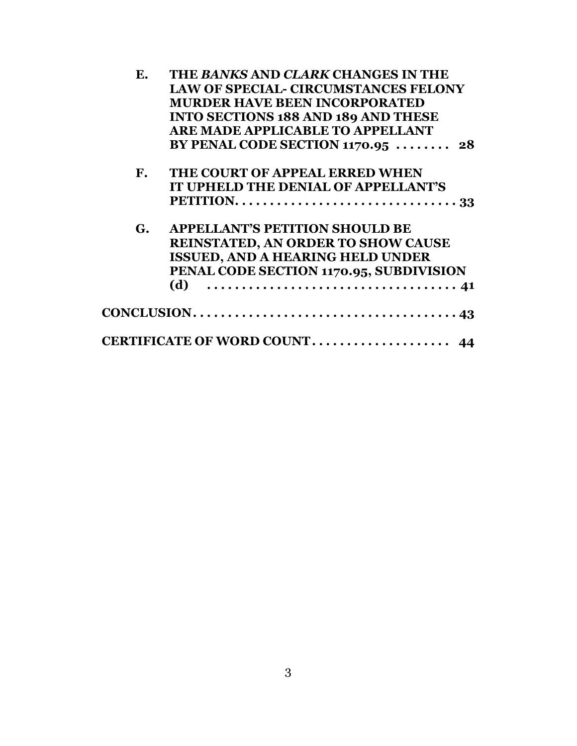**E. THE *BANKS* AND *CLARK* CHANGES IN THE LAW OF SPECIAL- CIRCUMSTANCES FELONY MURDER HAVE BEEN INCORPORATED INTO SECTIONS 188 AND 189 AND THESE ARE MADE APPLICABLE TO APPELLANT BY PENAL CODE SECTION 1170.95 . . . . . . . . 28**

**F. THE COURT OF APPEAL ERRED WHEN IT UPHELD THE DENIAL OF APPELLANT'S PETITION. . . . . . . . . . . . . . . . . . . . . . . . . . . . . . . . 33**

**G. APPELLANT'S PETITION SHOULD BE REINSTATED, AN ORDER TO SHOW CAUSE ISSUED, AND A HEARING HELD UNDER PENAL CODE SECTION 1170.95, SUBDIVISION (d) . . . . . . . . . . . . . . . . . . . . . . . . . . . . . . . . . . . . 41**

**CONCLUSION. . . . . . . . . . . . . . . . . . . . . . . . . . . . . . . . . . . . . . 43**

**CERTIFICATE OF WORD COUNT . . . . . . . . . . . . . . . . . . . . 44**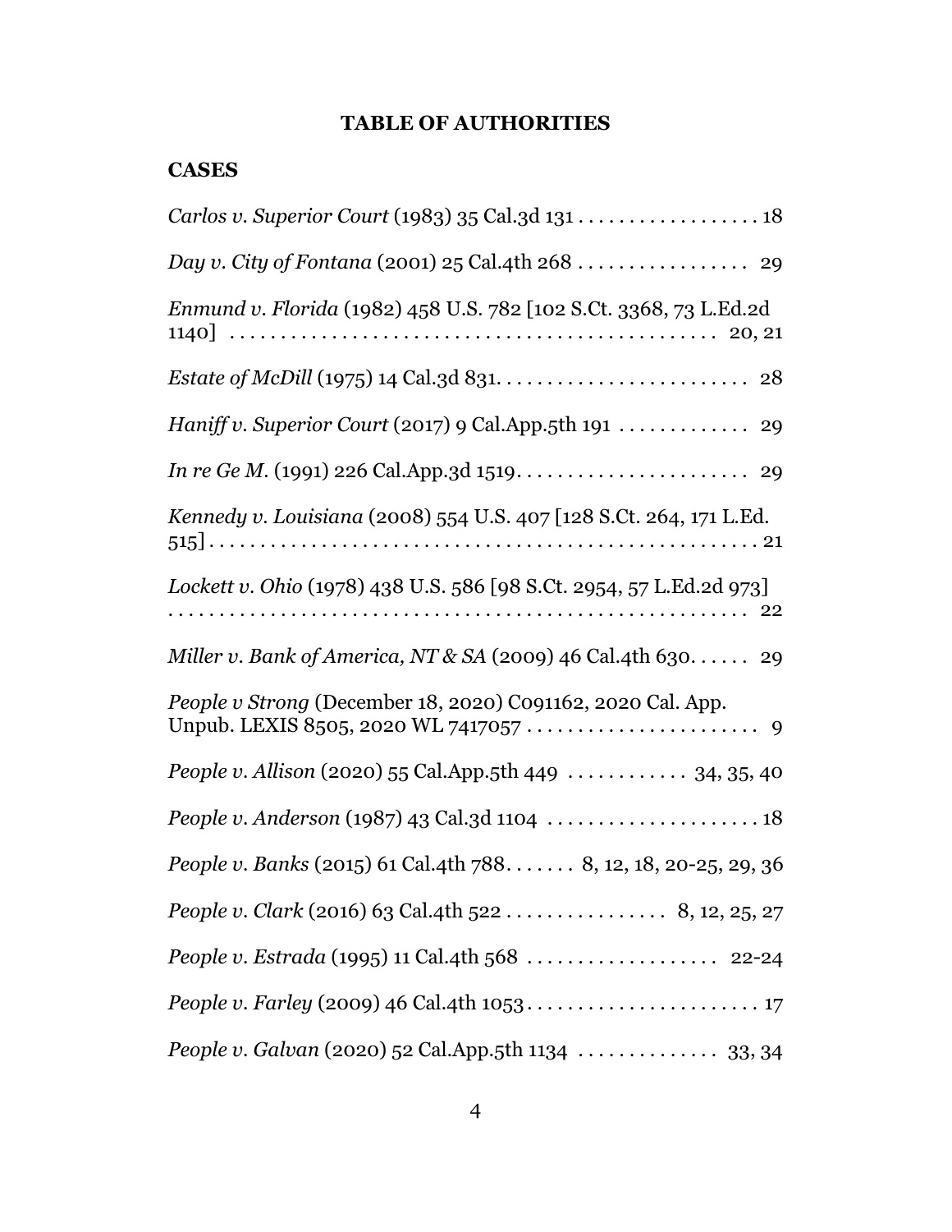**TABLE OF AUTHORITIES**

**CASES**

*Carlos v. Superior Court* (1983) 35 Cal.3d 131 . . . . . . . . . . . . . . . . . . 18

*Day v. City of Fontana* (2001) 25 Cal.4th 268 . . . . . . . . . . . . . . . . . 29

*Enmund v. Florida* (1982) 458 U.S. 782 [102 S.Ct. 3368, 73 L.Ed.2d 1140] . . . . . . . . . . . . . . . . . . . . . . . . . . . . . . . . . . . . . . . . . . . . . 20, 21

*Estate of McDill* (1975) 14 Cal.3d 831. . . . . . . . . . . . . . . . . . . . . . . . 28

*Haniff v. Superior Court* (2017) 9 Cal.App.5th 191 . . . . . . . . . . . . . 29

*In re Ge M.* (1991) 226 Cal.App.3d 1519. . . . . . . . . . . . . . . . . . . . . . . 29

*Kennedy v. Louisiana* (2008) 554 U.S. 407 [128 S.Ct. 264, 171 L.Ed. 515] . . . . . . . . . . . . . . . . . . . . . . . . . . . . . . . . . . . . . . . . . . . . . . . . . . . . 21

*Lockett v. Ohio* (1978) 438 U.S. 586 [98 S.Ct. 2954, 57 L.Ed.2d 973] . . . . . . . . . . . . . . . . . . . . . . . . . . . . . . . . . . . . . . . . . . . . . . . . . . . . . 22

*Miller v. Bank of America, NT & SA* (2009) 46 Cal.4th 630. . . . . . 29

*People v Strong* (December 18, 2020) C091162, 2020 Cal. App. Unpub. LEXIS 8505, 2020 WL 7417057 . . . . . . . . . . . . . . . . . . . . . . . 9

*People v. Allison* (2020) 55 Cal.App.5th 449 . . . . . . . . . . . . 34, 35, 40

*People v. Anderson* (1987) 43 Cal.3d 1104 . . . . . . . . . . . . . . . . . . . . . 18

*People v. Banks* (2015) 61 Cal.4th 788. . . . . . . 8, 12, 18, 20-25, 29, 36

*People v. Clark* (2016) 63 Cal.4th 522 . . . . . . . . . . . . . . . . 8, 12, 25, 27

*People v. Estrada* (1995) 11 Cal.4th 568 . . . . . . . . . . . . . . . . . . . 22-24

*People v. Farley* (2009) 46 Cal.4th 1053 . . . . . . . . . . . . . . . . . . . . . . . 17

*People v. Galvan* (2020) 52 Cal.App.5th 1134 . . . . . . . . . . . . . . 33, 34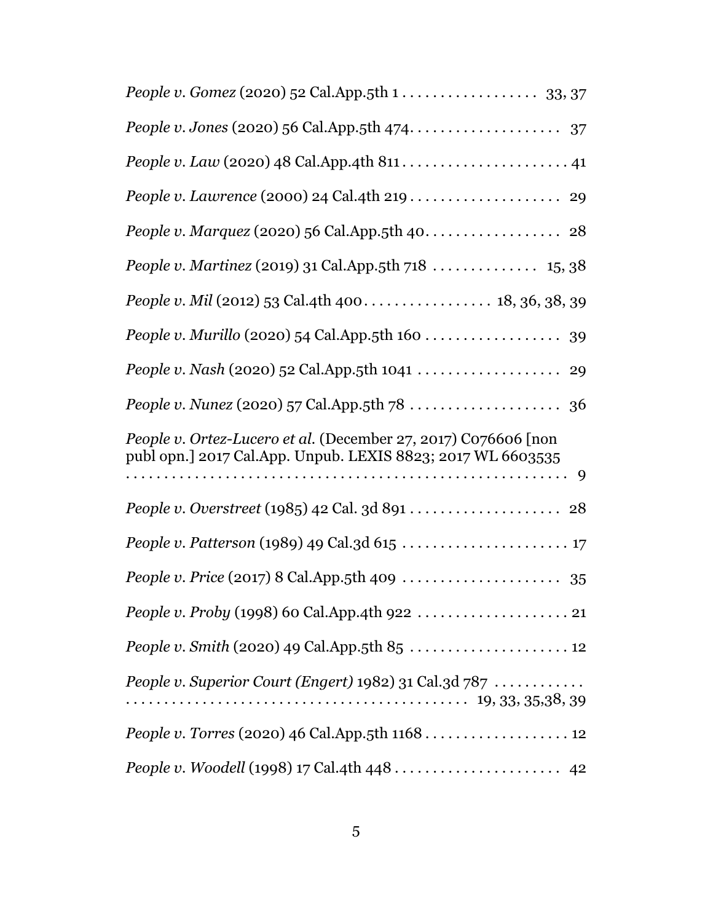*People v. Gomez* (2020) 52 Cal.App.5th 1 . . . . . . . . . . . . . . . . . . 33, 37

*People v. Jones* (2020) 56 Cal.App.5th 474. . . . . . . . . . . . . . . . . . . . 37

*People v. Law* (2020) 48 Cal.App.4th 811 . . . . . . . . . . . . . . . . . . . . . . 41

*People v. Lawrence* (2000) 24 Cal.4th 219 . . . . . . . . . . . . . . . . . . . . 29

*People v. Marquez* (2020) 56 Cal.App.5th 40. . . . . . . . . . . . . . . . . . 28

*People v. Martinez* (2019) 31 Cal.App.5th 718 . . . . . . . . . . . . . . 15, 38

*People v. Mil* (2012) 53 Cal.4th 400. . . . . . . . . . . . . . . . . 18, 36, 38, 39

*People v. Murillo* (2020) 54 Cal.App.5th 160 . . . . . . . . . . . . . . . . . . 39

*People v. Nash* (2020) 52 Cal.App.5th 1041 . . . . . . . . . . . . . . . . . . . 29

*People v. Nunez* (2020) 57 Cal.App.5th 78 . . . . . . . . . . . . . . . . . . . . 36

*People v. Ortez-Lucero et al.* (December 27, 2017) C076606 [non publ opn.] 2017 Cal.App. Unpub. LEXIS 8823; 2017 WL 6603535 . . . . . . . . . . . . . . . . . . . . . . . . . . . . . . . . . . . . . . . . . . . . . . . . . . . . . . . . . 9

*People v. Overstreet* (1985) 42 Cal. 3d 891 . . . . . . . . . . . . . . . . . . . . 28

*People v. Patterson* (1989) 49 Cal.3d 615 . . . . . . . . . . . . . . . . . . . . . . 17

*People v. Price* (2017) 8 Cal.App.5th 409 . . . . . . . . . . . . . . . . . . . . . 35

*People v. Proby* (1998) 60 Cal.App.4th 922 . . . . . . . . . . . . . . . . . . . . 21

*People v. Smith* (2020) 49 Cal.App.5th 85 . . . . . . . . . . . . . . . . . . . . . 12

*People v. Superior Court (Engert)* 1982) 31 Cal.3d 787 . . . . . . . . . . . . . . . . . . . . . . . . . . . . . . . . . . . . . . . . . . . . . . . . . . . . . 19, 33, 35,38, 39

*People v. Torres* (2020) 46 Cal.App.5th 1168 . . . . . . . . . . . . . . . . . . . 12

*People v. Woodell* (1998) 17 Cal.4th 448 . . . . . . . . . . . . . . . . . . . . . . 42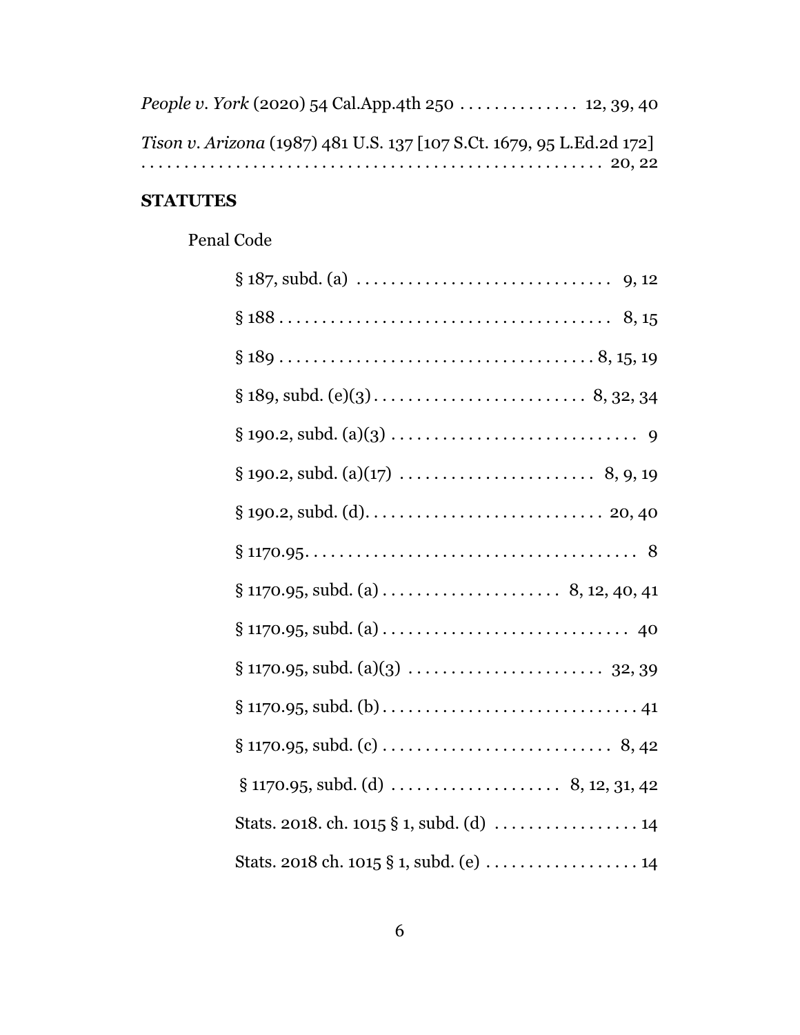*People v. York* (2020) 54 Cal.App.4th 250 . . . . . . . . . . . . . . 12, 39, 40

*Tison v. Arizona* (1987) 481 U.S. 137 [107 S.Ct. 1679, 95 L.Ed.2d 172] . . . . . . . . . . . . . . . . . . . . . . . . . . . . . . . . . . . . . . . . . . . . . . . . . . 20, 22

**STATUTES**

Penal Code

§ 187, subd. (a) . . . . . . . . . . . . . . . . . . . . . . . . . . . . . . 9, 12

§ 188 . . . . . . . . . . . . . . . . . . . . . . . . . . . . . . . . . . . . . . 8, 15

§ 189 . . . . . . . . . . . . . . . . . . . . . . . . . . . . . . . . . . . . 8, 15, 19

§ 189, subd. (e)(3) . . . . . . . . . . . . . . . . . . . . . . . . . 8, 32, 34

§ 190.2, subd. (a)(3) . . . . . . . . . . . . . . . . . . . . . . . . . . . . . 9

§ 190.2, subd. (a)(17) . . . . . . . . . . . . . . . . . . . . . . . 8, 9, 19

§ 190.2, subd. (d). . . . . . . . . . . . . . . . . . . . . . . . . . . . 20, 40

§ 1170.95. . . . . . . . . . . . . . . . . . . . . . . . . . . . . . . . . . . . . . 8

§ 1170.95, subd. (a) . . . . . . . . . . . . . . . . . . . . . 8, 12, 40, 41

§ 1170.95, subd. (a) . . . . . . . . . . . . . . . . . . . . . . . . . . . . 40

§ 1170.95, subd. (a)(3) . . . . . . . . . . . . . . . . . . . . . . . 32, 39

§ 1170.95, subd. (b) . . . . . . . . . . . . . . . . . . . . . . . . . . . . . 41

§ 1170.95, subd. (c) . . . . . . . . . . . . . . . . . . . . . . . . . . 8, 42

§ 1170.95, subd. (d) . . . . . . . . . . . . . . . . . . . . 8, 12, 31, 42

Stats. 2018. ch. 1015 § 1, subd. (d) . . . . . . . . . . . . . . . . . 14

Stats. 2018 ch. 1015 § 1, subd. (e) . . . . . . . . . . . . . . . . . . 14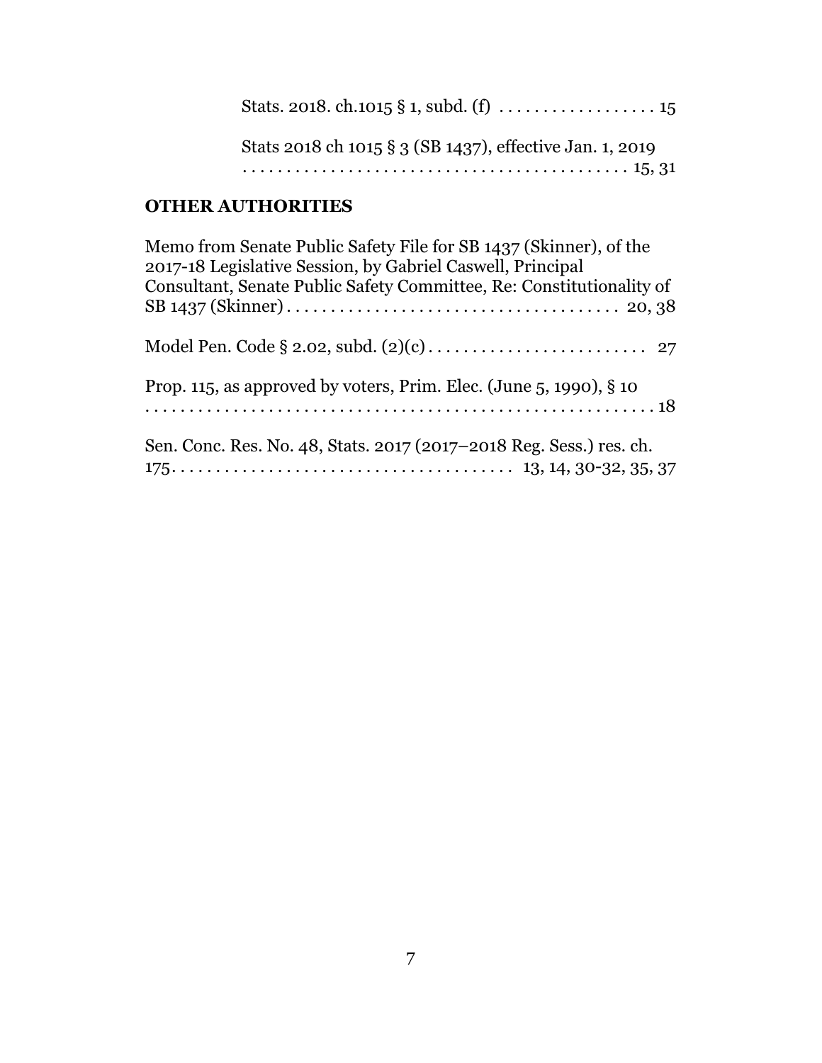Stats. 2018. ch.1015 § 1, subd. (f) . . . . . . . . . . . . . . . . . . 15

Stats 2018 ch 1015 § 3 (SB 1437), effective Jan. 1, 2019 . . . . . . . . . . . . . . . . . . . . . . . . . . . . . . . . . . . . . . . . . . . 15, 31

### OTHER AUTHORITIES

Memo from Senate Public Safety File for SB 1437 (Skinner), of the 2017-18 Legislative Session, by Gabriel Caswell, Principal Consultant, Senate Public Safety Committee, Re: Constitutionality of SB 1437 (Skinner) . . . . . . . . . . . . . . . . . . . . . . . . . . . . . . . . . . . . . 20, 38

Model Pen. Code § 2.02, subd. (2)(c) . . . . . . . . . . . . . . . . . . . . . . . . . 27

Prop. 115, as approved by voters, Prim. Elec. (June 5, 1990), § 10 . . . . . . . . . . . . . . . . . . . . . . . . . . . . . . . . . . . . . . . . . . . . . . . . . . . . . . . 18

Sen. Conc. Res. No. 48, Stats. 2017 (2017–2018 Reg. Sess.) res. ch. 175. . . . . . . . . . . . . . . . . . . . . . . . . . . . . . . . . . . . . . 13, 14, 30-32, 35, 37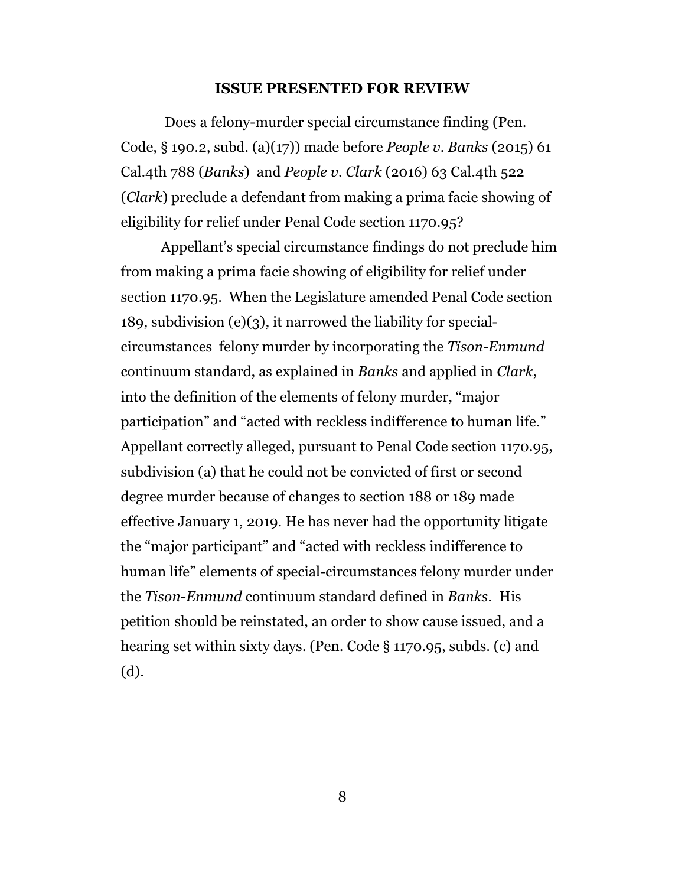## ISSUE PRESENTED FOR REVIEW

Does a felony-murder special circumstance finding (Pen. Code, § 190.2, subd. (a)(17)) made before *People v. Banks* (2015) 61 Cal.4th 788 (*Banks*) and *People v. Clark* (2016) 63 Cal.4th 522 (*Clark*) preclude a defendant from making a prima facie showing of eligibility for relief under Penal Code section 1170.95?

Appellant's special circumstance findings do not preclude him from making a prima facie showing of eligibility for relief under section 1170.95. When the Legislature amended Penal Code section 189, subdivision (e)(3), it narrowed the liability for special-circumstances felony murder by incorporating the *Tison-Enmund* continuum standard, as explained in *Banks* and applied in *Clark*, into the definition of the elements of felony murder, "major participation" and "acted with reckless indifference to human life." Appellant correctly alleged, pursuant to Penal Code section 1170.95, subdivision (a) that he could not be convicted of first or second degree murder because of changes to section 188 or 189 made effective January 1, 2019. He has never had the opportunity litigate the "major participant" and "acted with reckless indifference to human life" elements of special-circumstances felony murder under the *Tison-Enmund* continuum standard defined in *Banks*. His petition should be reinstated, an order to show cause issued, and a hearing set within sixty days. (Pen. Code § 1170.95, subds. (c) and (d).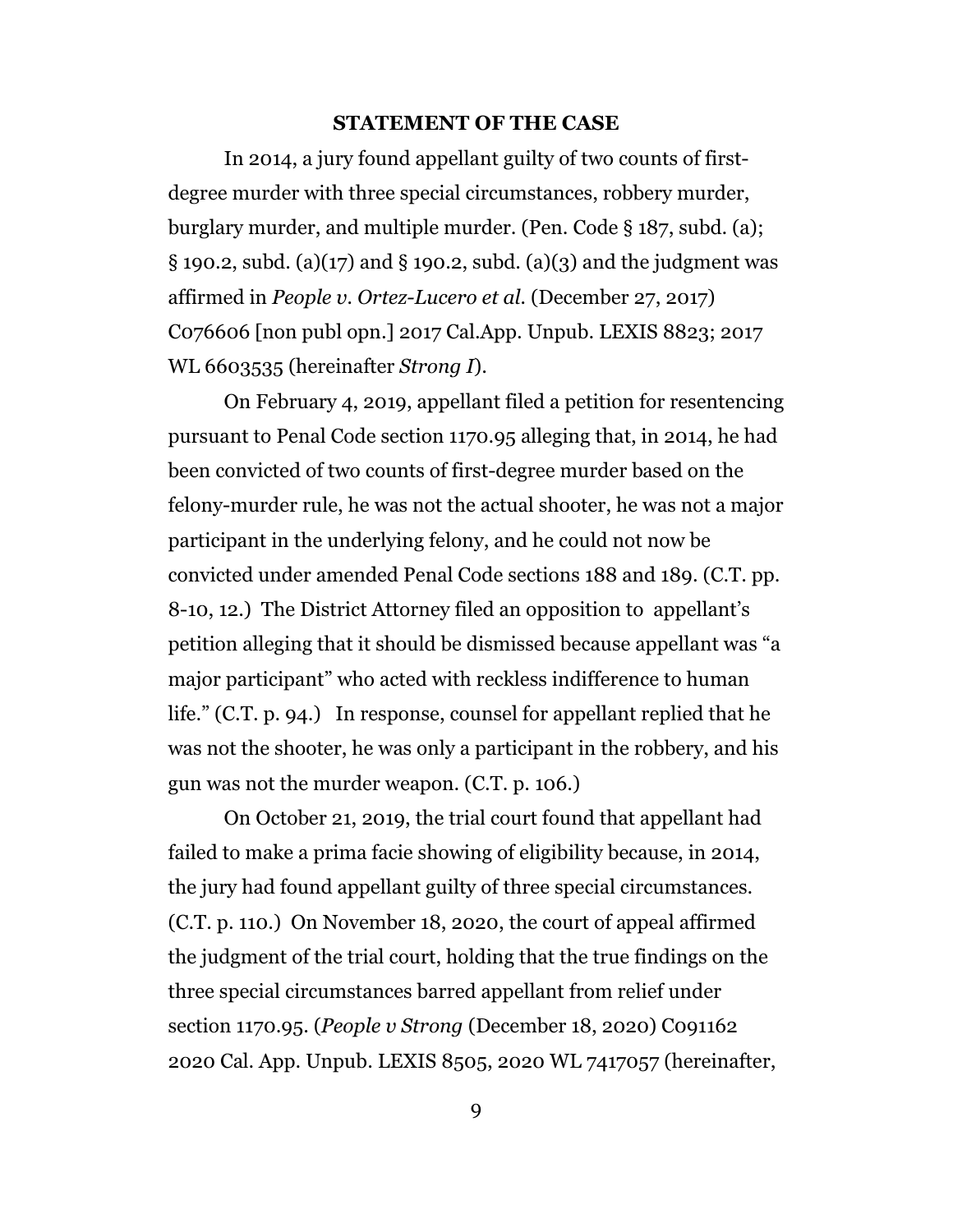## STATEMENT OF THE CASE

In 2014, a jury found appellant guilty of two counts of first-degree murder with three special circumstances, robbery murder, burglary murder, and multiple murder. (Pen. Code § 187, subd. (a); § 190.2, subd. (a)(17) and § 190.2, subd. (a)(3) and the judgment was affirmed in *People v. Ortez-Lucero et al.* (December 27, 2017) C076606 [non publ opn.] 2017 Cal.App. Unpub. LEXIS 8823; 2017 WL 6603535 (hereinafter *Strong I*).

On February 4, 2019, appellant filed a petition for resentencing pursuant to Penal Code section 1170.95 alleging that, in 2014, he had been convicted of two counts of first-degree murder based on the felony-murder rule, he was not the actual shooter, he was not a major participant in the underlying felony, and he could not now be convicted under amended Penal Code sections 188 and 189. (C.T. pp. 8-10, 12.) The District Attorney filed an opposition to appellant's petition alleging that it should be dismissed because appellant was "a major participant" who acted with reckless indifference to human life." (C.T. p. 94.) In response, counsel for appellant replied that he was not the shooter, he was only a participant in the robbery, and his gun was not the murder weapon. (C.T. p. 106.)

On October 21, 2019, the trial court found that appellant had failed to make a prima facie showing of eligibility because, in 2014, the jury had found appellant guilty of three special circumstances. (C.T. p. 110.) On November 18, 2020, the court of appeal affirmed the judgment of the trial court, holding that the true findings on the three special circumstances barred appellant from relief under section 1170.95. (*People v Strong* (December 18, 2020) C091162 2020 Cal. App. Unpub. LEXIS 8505, 2020 WL 7417057 (hereinafter,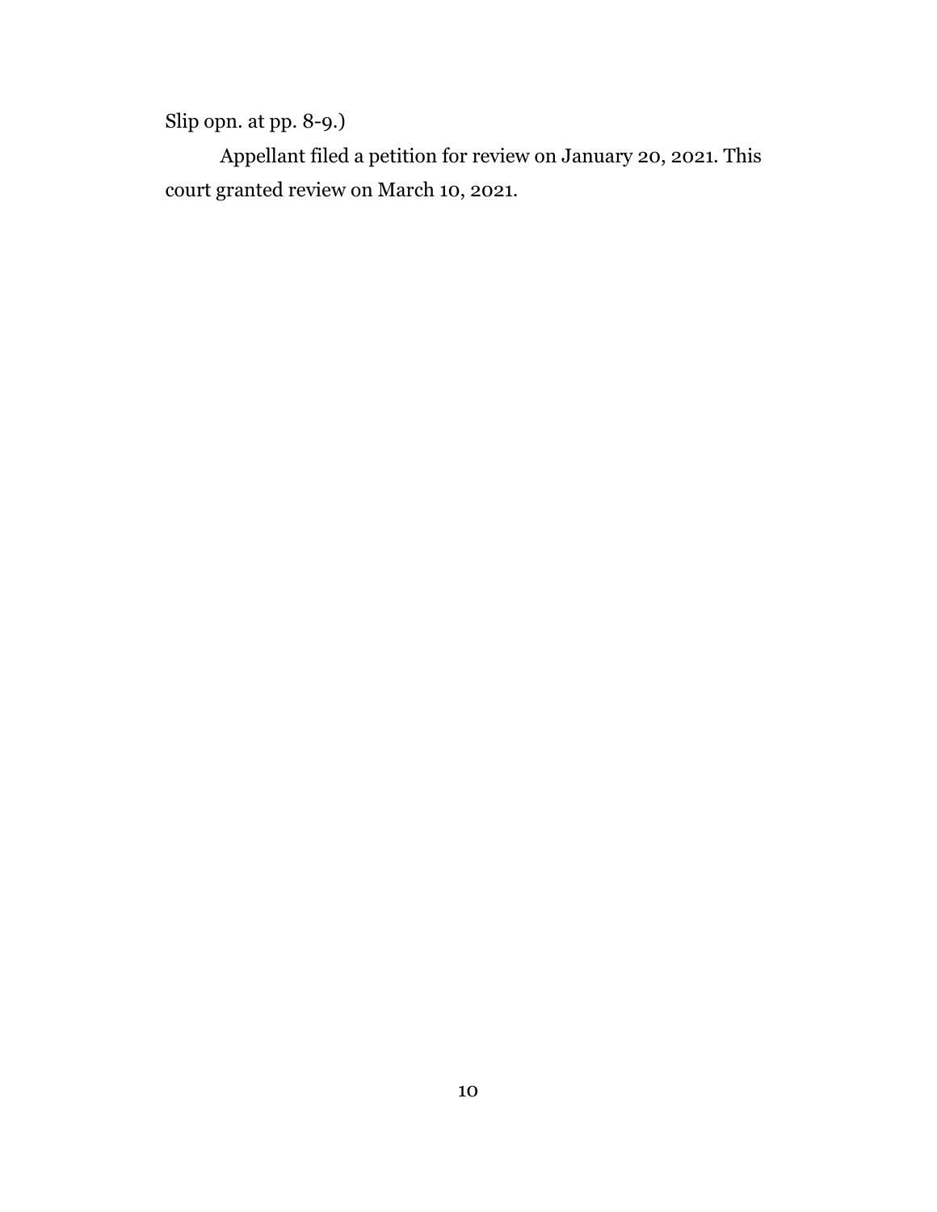Slip opn. at pp. 8-9.)

Appellant filed a petition for review on January 20, 2021. This court granted review on March 10, 2021.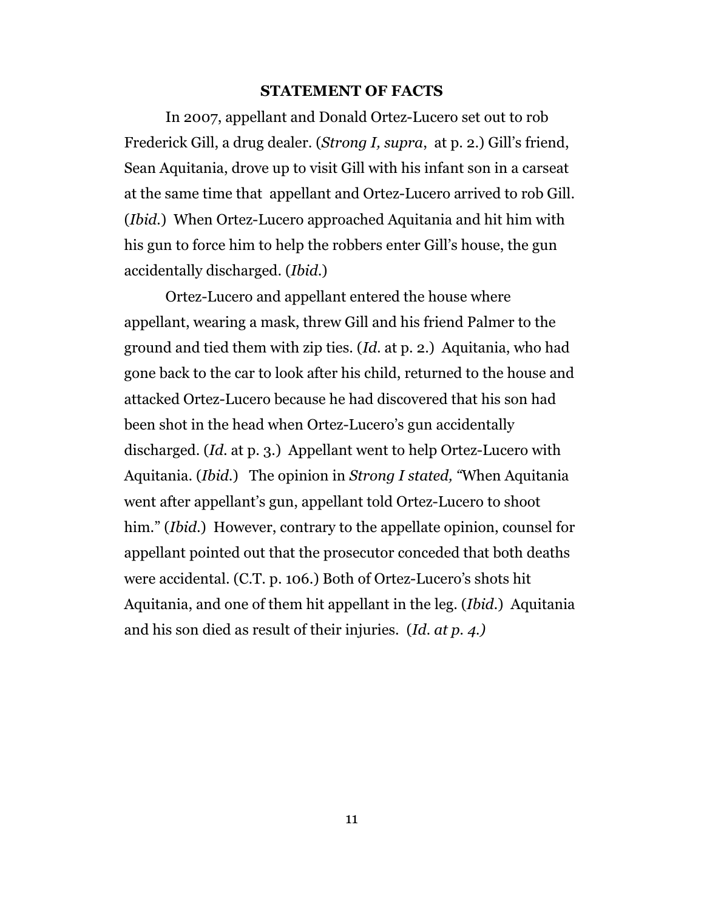## STATEMENT OF FACTS

In 2007, appellant and Donald Ortez-Lucero set out to rob Frederick Gill, a drug dealer. (*Strong I, supra*, at p. 2.) Gill's friend, Sean Aquitania, drove up to visit Gill with his infant son in a carseat at the same time that appellant and Ortez-Lucero arrived to rob Gill. (*Ibid.*) When Ortez-Lucero approached Aquitania and hit him with his gun to force him to help the robbers enter Gill's house, the gun accidentally discharged. (*Ibid.*)

Ortez-Lucero and appellant entered the house where appellant, wearing a mask, threw Gill and his friend Palmer to the ground and tied them with zip ties. (*Id.* at p. 2.) Aquitania, who had gone back to the car to look after his child, returned to the house and attacked Ortez-Lucero because he had discovered that his son had been shot in the head when Ortez-Lucero's gun accidentally discharged. (*Id.* at p. 3.) Appellant went to help Ortez-Lucero with Aquitania. (*Ibid.*) The opinion in *Strong I stated, "*When Aquitania went after appellant's gun, appellant told Ortez-Lucero to shoot him." (*Ibid.*) However, contrary to the appellate opinion, counsel for appellant pointed out that the prosecutor conceded that both deaths were accidental. (C.T. p. 106.) Both of Ortez-Lucero's shots hit Aquitania, and one of them hit appellant in the leg. (*Ibid.*) Aquitania and his son died as result of their injuries. (*Id. at p. 4.)*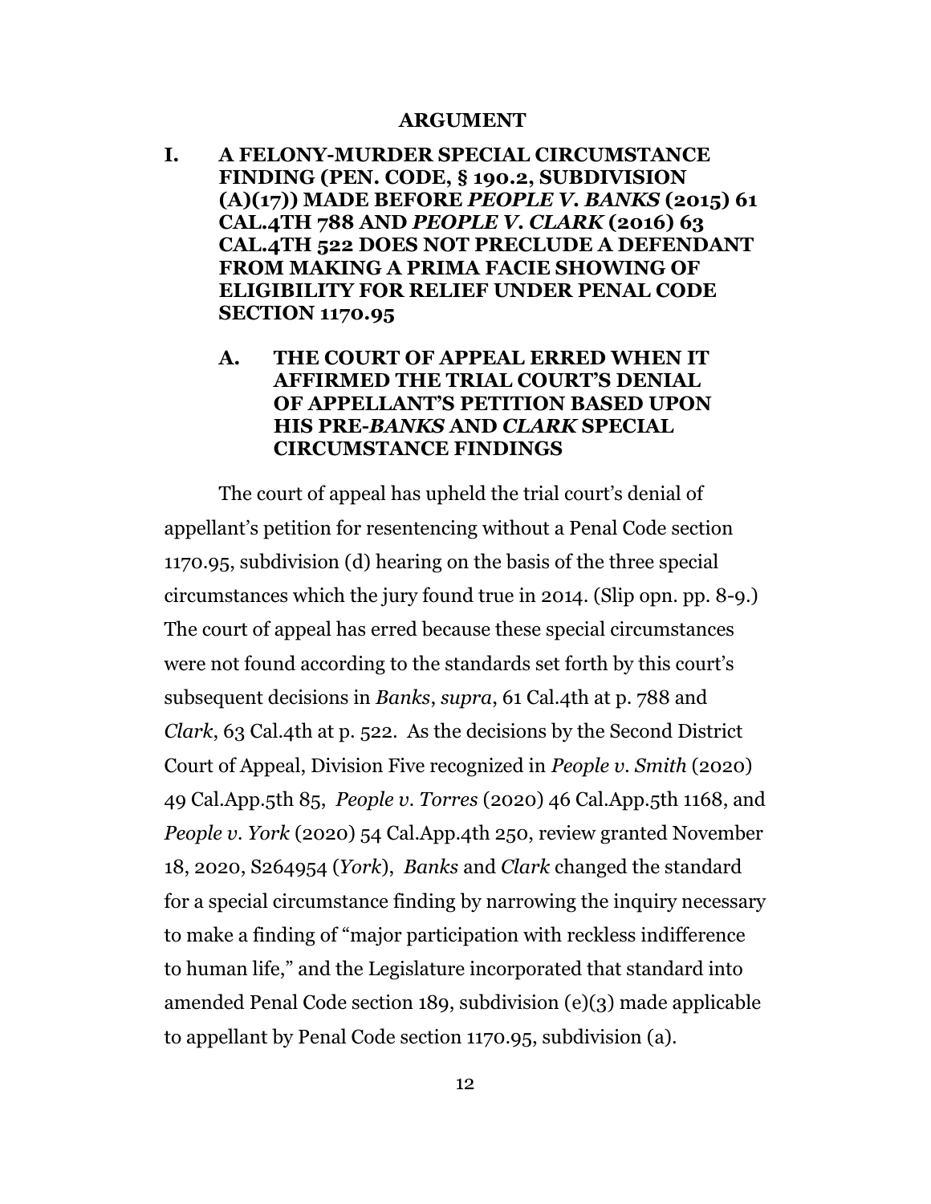## ARGUMENT

### I. A FELONY-MURDER SPECIAL CIRCUMSTANCE FINDING (PEN. CODE, § 190.2, SUBDIVISION (A)(17)) MADE BEFORE *PEOPLE V. BANKS* (2015) 61 CAL.4TH 788 AND *PEOPLE V. CLARK* (2016) 63 CAL.4TH 522 DOES NOT PRECLUDE A DEFENDANT FROM MAKING A PRIMA FACIE SHOWING OF ELIGIBILITY FOR RELIEF UNDER PENAL CODE SECTION 1170.95

#### A. THE COURT OF APPEAL ERRED WHEN IT AFFIRMED THE TRIAL COURT'S DENIAL OF APPELLANT'S PETITION BASED UPON HIS PRE-*BANKS* AND *CLARK* SPECIAL CIRCUMSTANCE FINDINGS

The court of appeal has upheld the trial court's denial of appellant's petition for resentencing without a Penal Code section 1170.95, subdivision (d) hearing on the basis of the three special circumstances which the jury found true in 2014. (Slip opn. pp. 8-9.) The court of appeal has erred because these special circumstances were not found according to the standards set forth by this court's subsequent decisions in *Banks*, *supra*, 61 Cal.4th at p. 788 and *Clark*, 63 Cal.4th at p. 522. As the decisions by the Second District Court of Appeal, Division Five recognized in *People v. Smith* (2020) 49 Cal.App.5th 85, *People v. Torres* (2020) 46 Cal.App.5th 1168, and *People v. York* (2020) 54 Cal.App.4th 250, review granted November 18, 2020, S264954 (*York*), *Banks* and *Clark* changed the standard for a special circumstance finding by narrowing the inquiry necessary to make a finding of "major participation with reckless indifference to human life," and the Legislature incorporated that standard into amended Penal Code section 189, subdivision (e)(3) made applicable to appellant by Penal Code section 1170.95, subdivision (a).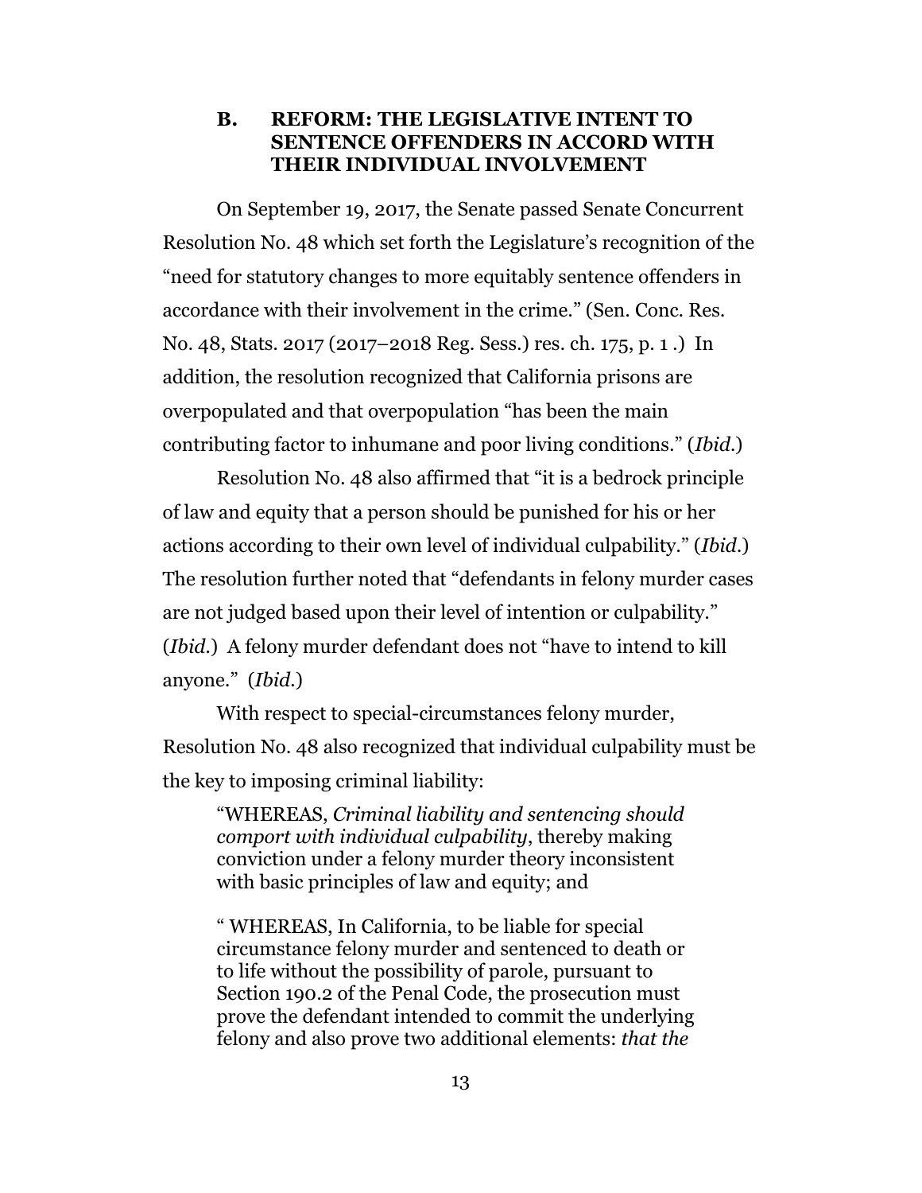## B. REFORM: THE LEGISLATIVE INTENT TO SENTENCE OFFENDERS IN ACCORD WITH THEIR INDIVIDUAL INVOLVEMENT

On September 19, 2017, the Senate passed Senate Concurrent Resolution No. 48 which set forth the Legislature's recognition of the "need for statutory changes to more equitably sentence offenders in accordance with their involvement in the crime." (Sen. Conc. Res. No. 48, Stats. 2017 (2017–2018 Reg. Sess.) res. ch. 175, p. 1 .) In addition, the resolution recognized that California prisons are overpopulated and that overpopulation "has been the main contributing factor to inhumane and poor living conditions." (*Ibid.*)

Resolution No. 48 also affirmed that "it is a bedrock principle of law and equity that a person should be punished for his or her actions according to their own level of individual culpability." (*Ibid.*) The resolution further noted that "defendants in felony murder cases are not judged based upon their level of intention or culpability." (*Ibid.*) A felony murder defendant does not "have to intend to kill anyone." (*Ibid.*)

With respect to special-circumstances felony murder, Resolution No. 48 also recognized that individual culpability must be the key to imposing criminal liability:

> "WHEREAS, *Criminal liability and sentencing should comport with individual culpability*, thereby making conviction under a felony murder theory inconsistent with basic principles of law and equity; and
>
> " WHEREAS, In California, to be liable for special circumstance felony murder and sentenced to death or to life without the possibility of parole, pursuant to Section 190.2 of the Penal Code, the prosecution must prove the defendant intended to commit the underlying felony and also prove two additional elements: *that the*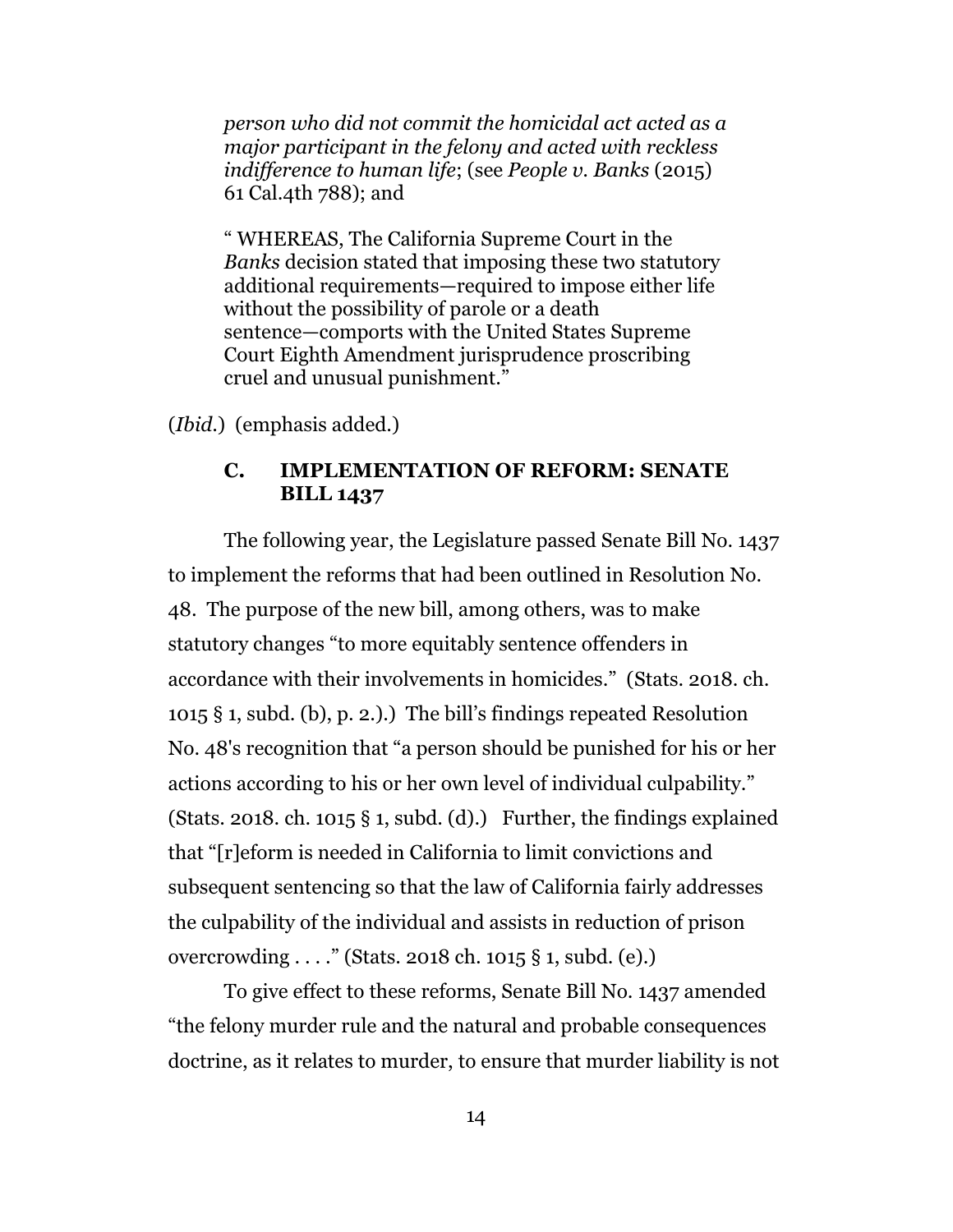> *person who did not commit the homicidal act acted as a major participant in the felony and acted with reckless indifference to human life*; (see *People v. Banks* (2015) 61 Cal.4th 788); and
>
> " WHEREAS, The California Supreme Court in the *Banks* decision stated that imposing these two statutory additional requirements—required to impose either life without the possibility of parole or a death sentence—comports with the United States Supreme Court Eighth Amendment jurisprudence proscribing cruel and unusual punishment."

(*Ibid.*) (emphasis added.)

### C. IMPLEMENTATION OF REFORM: SENATE BILL 1437

The following year, the Legislature passed Senate Bill No. 1437 to implement the reforms that had been outlined in Resolution No. 48. The purpose of the new bill, among others, was to make statutory changes "to more equitably sentence offenders in accordance with their involvements in homicides." (Stats. 2018. ch. 1015 § 1, subd. (b), p. 2.).) The bill's findings repeated Resolution No. 48's recognition that "a person should be punished for his or her actions according to his or her own level of individual culpability." (Stats. 2018. ch. 1015 § 1, subd. (d).) Further, the findings explained that "[r]eform is needed in California to limit convictions and subsequent sentencing so that the law of California fairly addresses the culpability of the individual and assists in reduction of prison overcrowding . . . ." (Stats. 2018 ch. 1015 § 1, subd. (e).)

To give effect to these reforms, Senate Bill No. 1437 amended "the felony murder rule and the natural and probable consequences doctrine, as it relates to murder, to ensure that murder liability is not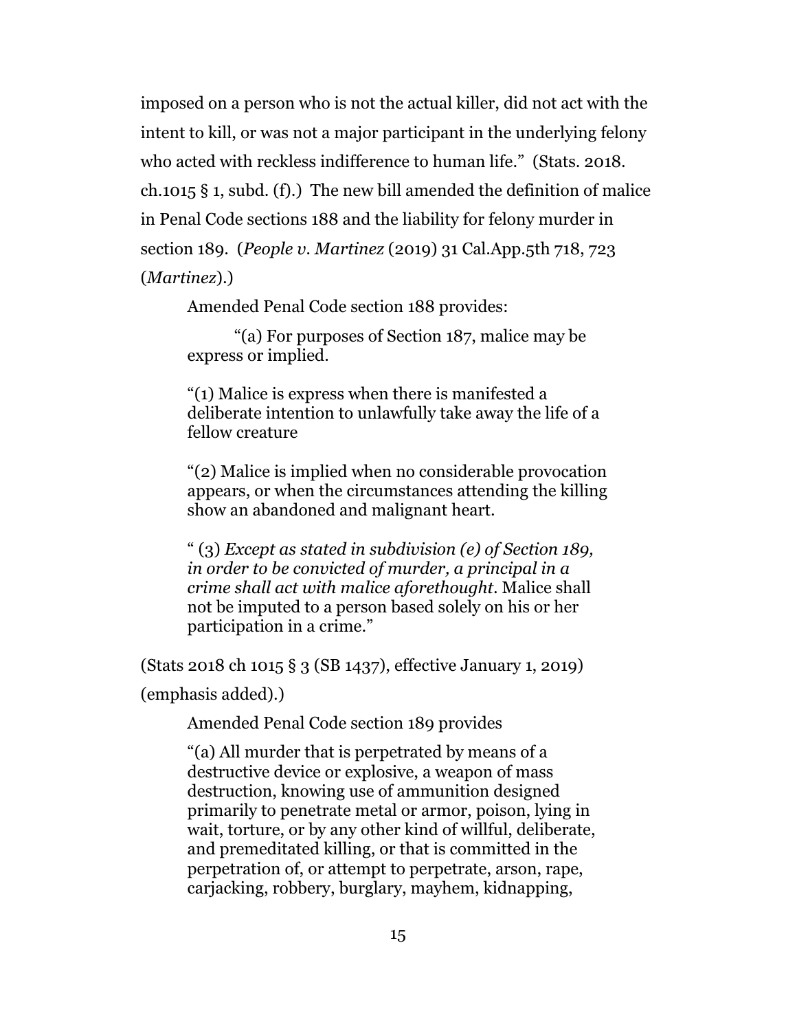imposed on a person who is not the actual killer, did not act with the intent to kill, or was not a major participant in the underlying felony who acted with reckless indifference to human life." (Stats. 2018. ch.1015 § 1, subd. (f).) The new bill amended the definition of malice in Penal Code sections 188 and the liability for felony murder in section 189. (*People v. Martinez* (2019) 31 Cal.App.5th 718, 723 (*Martinez*).)

Amended Penal Code section 188 provides:

> "(a) For purposes of Section 187, malice may be express or implied.
>
> "(1) Malice is express when there is manifested a deliberate intention to unlawfully take away the life of a fellow creature
>
> "(2) Malice is implied when no considerable provocation appears, or when the circumstances attending the killing show an abandoned and malignant heart.
>
> " (3) *Except as stated in subdivision (e) of Section 189, in order to be convicted of murder, a principal in a crime shall act with malice aforethought*. Malice shall not be imputed to a person based solely on his or her participation in a crime."

(Stats 2018 ch 1015 § 3 (SB 1437), effective January 1, 2019) (emphasis added).)

Amended Penal Code section 189 provides

> "(a) All murder that is perpetrated by means of a destructive device or explosive, a weapon of mass destruction, knowing use of ammunition designed primarily to penetrate metal or armor, poison, lying in wait, torture, or by any other kind of willful, deliberate, and premeditated killing, or that is committed in the perpetration of, or attempt to perpetrate, arson, rape, carjacking, robbery, burglary, mayhem, kidnapping,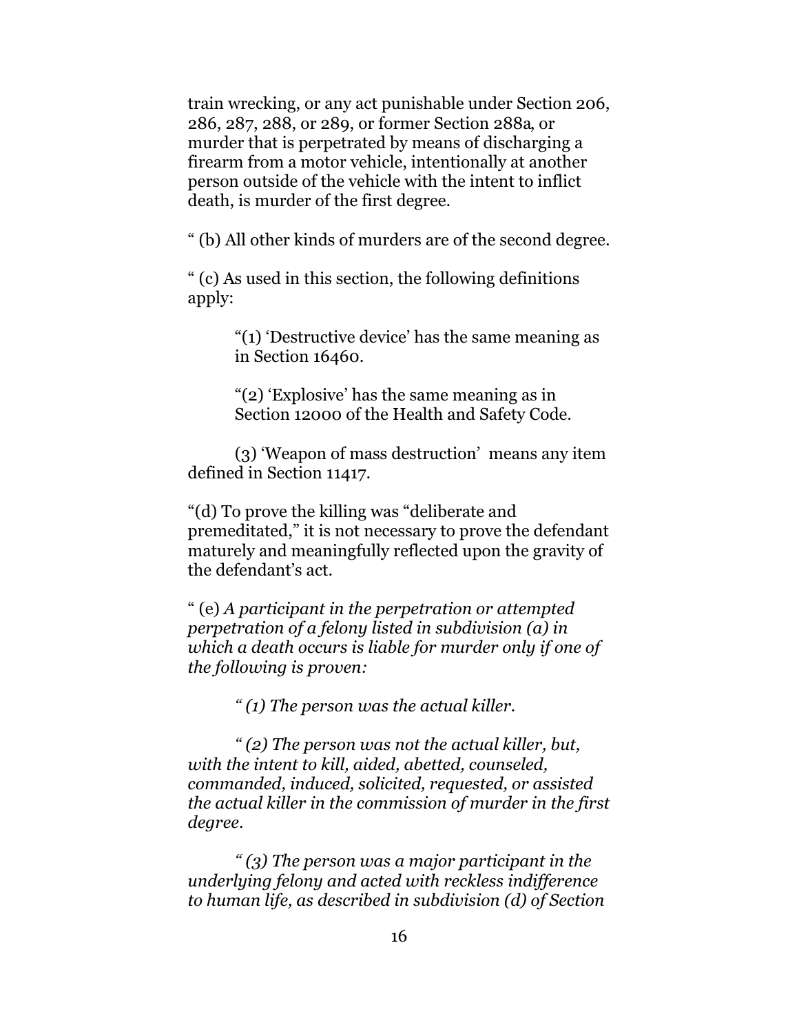train wrecking, or any act punishable under Section 206, 286, 287, 288, or 289, or former Section 288a, or murder that is perpetrated by means of discharging a firearm from a motor vehicle, intentionally at another person outside of the vehicle with the intent to inflict death, is murder of the first degree.

" (b) All other kinds of murders are of the second degree.

" (c) As used in this section, the following definitions apply:

> "(1) 'Destructive device' has the same meaning as in Section 16460.
>
> "(2) 'Explosive' has the same meaning as in Section 12000 of the Health and Safety Code.
>
> (3) 'Weapon of mass destruction' means any item defined in Section 11417.

"(d) To prove the killing was "deliberate and premeditated," it is not necessary to prove the defendant maturely and meaningfully reflected upon the gravity of the defendant's act.

" (e) *A participant in the perpetration or attempted perpetration of a felony listed in subdivision (a) in which a death occurs is liable for murder only if one of the following is proven:*

> *" (1) The person was the actual killer.*
>
> *" (2) The person was not the actual killer, but, with the intent to kill, aided, abetted, counseled, commanded, induced, solicited, requested, or assisted the actual killer in the commission of murder in the first degree.*
>
> *" (3) The person was a major participant in the underlying felony and acted with reckless indifference to human life, as described in subdivision (d) of Section*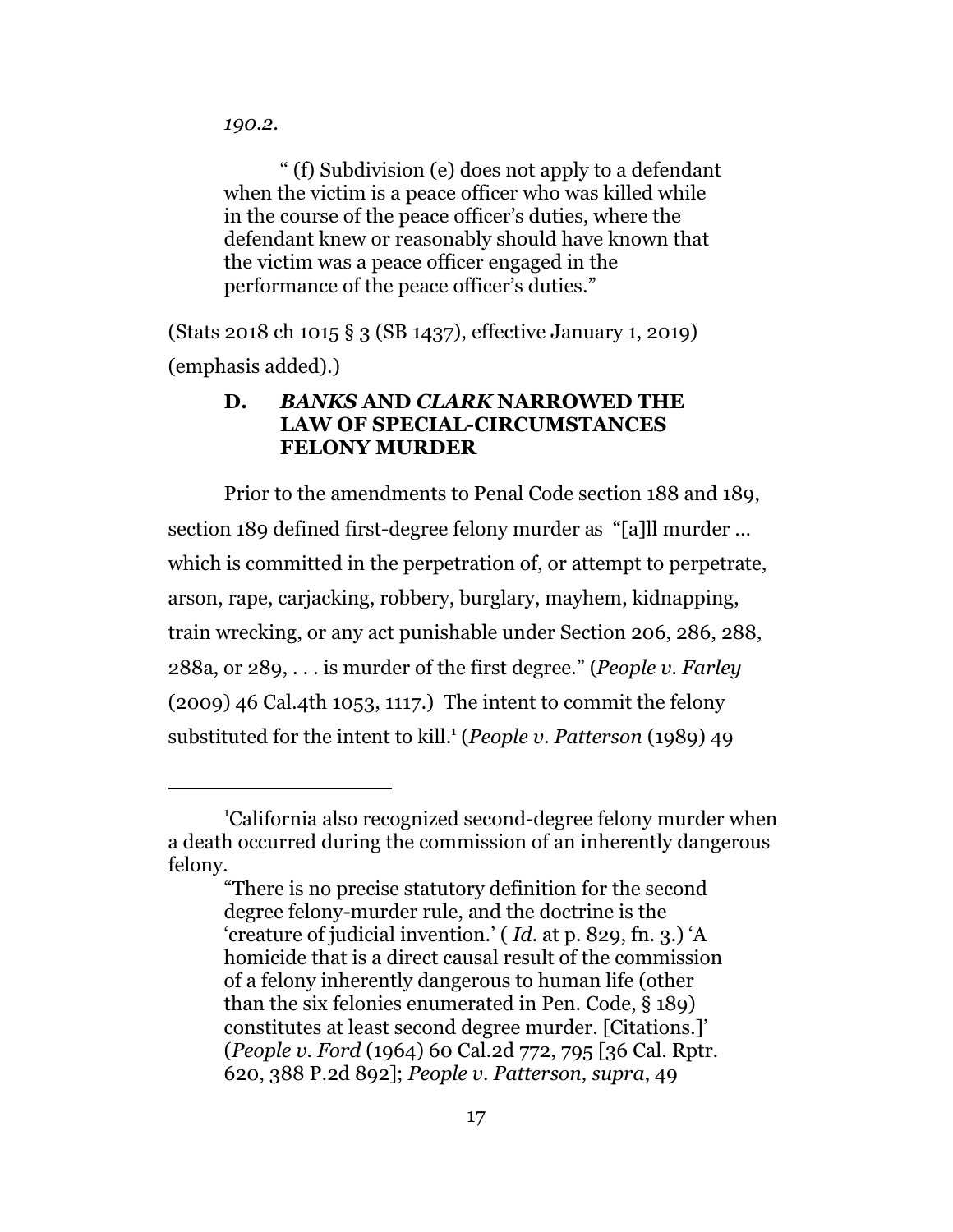*190.2*.

> " (f) Subdivision (e) does not apply to a defendant when the victim is a peace officer who was killed while in the course of the peace officer's duties, where the defendant knew or reasonably should have known that the victim was a peace officer engaged in the performance of the peace officer's duties."

(Stats 2018 ch 1015 § 3 (SB 1437), effective January 1, 2019) (emphasis added).)

### D. *BANKS* AND *CLARK* NARROWED THE LAW OF SPECIAL-CIRCUMSTANCES FELONY MURDER

Prior to the amendments to Penal Code section 188 and 189, section 189 defined first-degree felony murder as "[a]ll murder … which is committed in the perpetration of, or attempt to perpetrate, arson, rape, carjacking, robbery, burglary, mayhem, kidnapping, train wrecking, or any act punishable under Section 206, 286, 288, 288a, or 289, . . . is murder of the first degree." (*People v. Farley* (2009) 46 Cal.4th 1053, 1117.) The intent to commit the felony substituted for the intent to kill.[1] (*People v. Patterson* (1989) 49

---

[1]California also recognized second-degree felony murder when a death occurred during the commission of an inherently dangerous felony.

> "There is no precise statutory definition for the second degree felony-murder rule, and the doctrine is the 'creature of judicial invention.' ( *Id.* at p. 829, fn. 3.) 'A homicide that is a direct causal result of the commission of a felony inherently dangerous to human life (other than the six felonies enumerated in Pen. Code, § 189) constitutes at least second degree murder. [Citations.]' (*People v. Ford* (1964) 60 Cal.2d 772, 795 [36 Cal. Rptr. 620, 388 P.2d 892]; *People v. Patterson, supra*, 49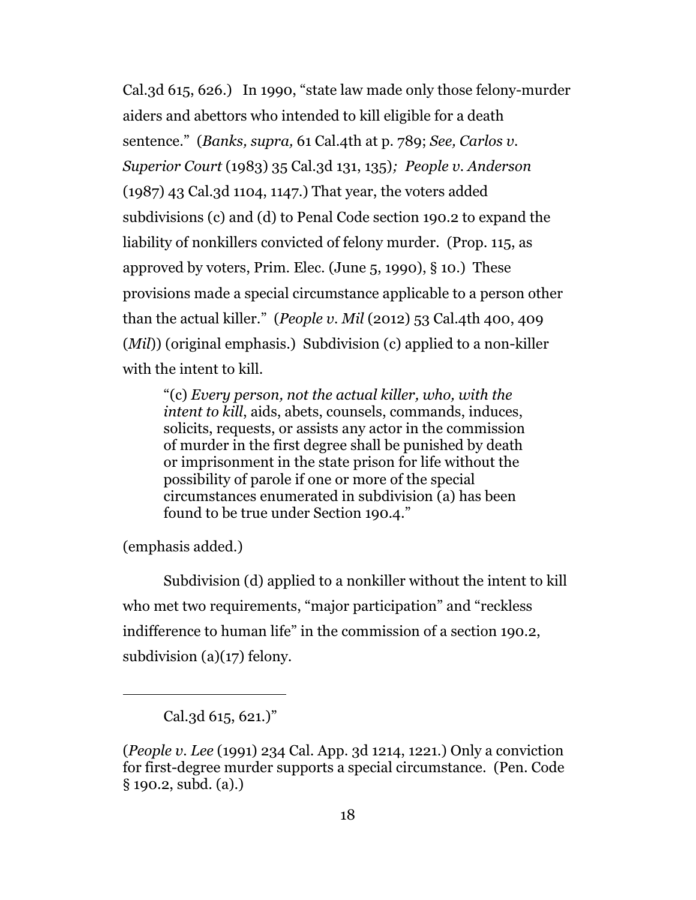Cal.3d 615, 626.) In 1990, "state law made only those felony-murder aiders and abettors who intended to kill eligible for a death sentence." (*Banks, supra,* 61 Cal.4th at p. 789; *See, Carlos v. Superior Court* (1983) 35 Cal.3d 131, 135)*; People v. Anderson* (1987) 43 Cal.3d 1104, 1147.) That year, the voters added subdivisions (c) and (d) to Penal Code section 190.2 to expand the liability of nonkillers convicted of felony murder. (Prop. 115, as approved by voters, Prim. Elec. (June 5, 1990), § 10.) These provisions made a special circumstance applicable to a person other than the actual killer." (*People v. Mil* (2012) 53 Cal.4th 400, 409 (*Mil*)) (original emphasis.) Subdivision (c) applied to a non-killer with the intent to kill.

> "(c) *Every person, not the actual killer, who, with the intent to kill*, aids, abets, counsels, commands, induces, solicits, requests, or assists any actor in the commission of murder in the first degree shall be punished by death or imprisonment in the state prison for life without the possibility of parole if one or more of the special circumstances enumerated in subdivision (a) has been found to be true under Section 190.4."

(emphasis added.)

Subdivision (d) applied to a nonkiller without the intent to kill who met two requirements, "major participation" and "reckless indifference to human life" in the commission of a section 190.2, subdivision (a)(17) felony.

---

Cal.3d 615, 621.)"

(*People v. Lee* (1991) 234 Cal. App. 3d 1214, 1221.) Only a conviction for first-degree murder supports a special circumstance. (Pen. Code § 190.2, subd. (a).)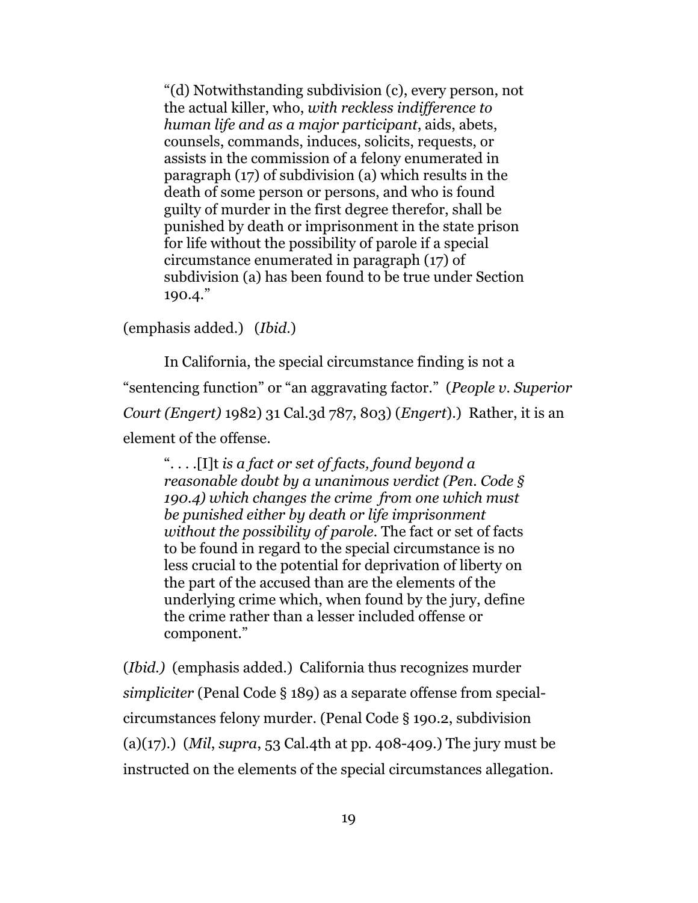> "(d) Notwithstanding subdivision (c), every person, not the actual killer, who, *with reckless indifference to human life and as a major participant*, aids, abets, counsels, commands, induces, solicits, requests, or assists in the commission of a felony enumerated in paragraph (17) of subdivision (a) which results in the death of some person or persons, and who is found guilty of murder in the first degree therefor, shall be punished by death or imprisonment in the state prison for life without the possibility of parole if a special circumstance enumerated in paragraph (17) of subdivision (a) has been found to be true under Section 190.4."

(emphasis added.) (*Ibid.*)

In California, the special circumstance finding is not a "sentencing function" or "an aggravating factor." (*People v. Superior Court (Engert)* 1982) 31 Cal.3d 787, 803) (*Engert*).) Rather, it is an element of the offense.

> ". . . .[I]t *is a fact or set of facts, found beyond a reasonable doubt by a unanimous verdict (Pen. Code § 190.4) which changes the crime from one which must be punished either by death or life imprisonment without the possibility of parole.* The fact or set of facts to be found in regard to the special circumstance is no less crucial to the potential for deprivation of liberty on the part of the accused than are the elements of the underlying crime which, when found by the jury, define the crime rather than a lesser included offense or component."

(*Ibid.)* (emphasis added.) California thus recognizes murder *simpliciter* (Penal Code § 189) as a separate offense from special-circumstances felony murder. (Penal Code § 190.2, subdivision (a)(17).) (*Mil*, *supra*, 53 Cal.4th at pp. 408-409.) The jury must be instructed on the elements of the special circumstances allegation.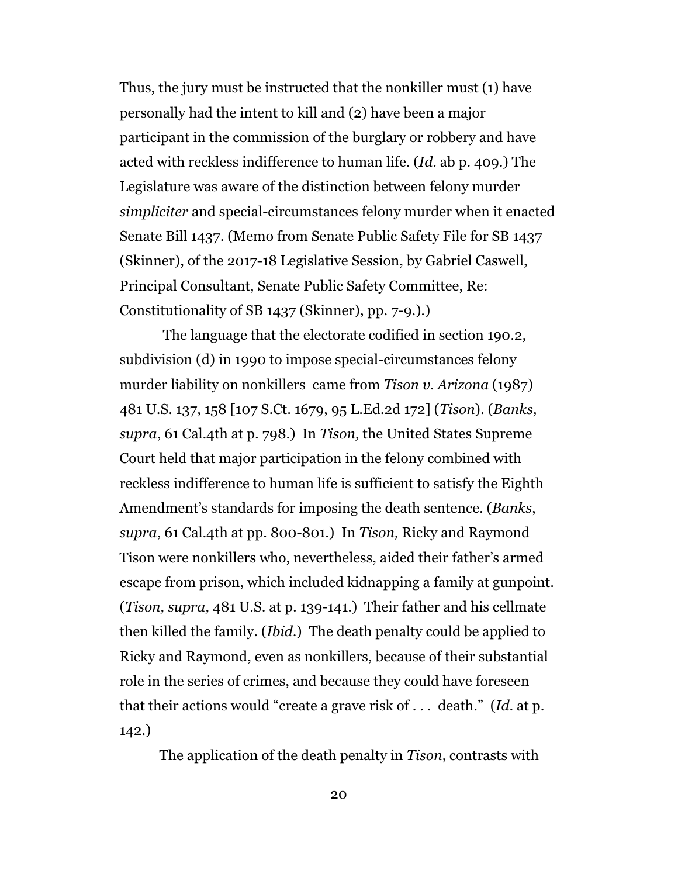Thus, the jury must be instructed that the nonkiller must (1) have personally had the intent to kill and (2) have been a major participant in the commission of the burglary or robbery and have acted with reckless indifference to human life. (*Id.* ab p. 409.) The Legislature was aware of the distinction between felony murder *simpliciter* and special-circumstances felony murder when it enacted Senate Bill 1437. (Memo from Senate Public Safety File for SB 1437 (Skinner), of the 2017-18 Legislative Session, by Gabriel Caswell, Principal Consultant, Senate Public Safety Committee, Re: Constitutionality of SB 1437 (Skinner), pp. 7-9.).)

The language that the electorate codified in section 190.2, subdivision (d) in 1990 to impose special-circumstances felony murder liability on nonkillers came from *Tison v. Arizona* (1987) 481 U.S. 137, 158 [107 S.Ct. 1679, 95 L.Ed.2d 172] (*Tison*). (*Banks, supra*, 61 Cal.4th at p. 798.) In *Tison,* the United States Supreme Court held that major participation in the felony combined with reckless indifference to human life is sufficient to satisfy the Eighth Amendment's standards for imposing the death sentence. (*Banks*, *supra*, 61 Cal.4th at pp. 800-801.) In *Tison,* Ricky and Raymond Tison were nonkillers who, nevertheless, aided their father's armed escape from prison, which included kidnapping a family at gunpoint. (*Tison, supra,* 481 U.S. at p. 139-141.) Their father and his cellmate then killed the family. (*Ibid.*) The death penalty could be applied to Ricky and Raymond, even as nonkillers, because of their substantial role in the series of crimes, and because they could have foreseen that their actions would "create a grave risk of . . . death." (*Id.* at p. 142.)

The application of the death penalty in *Tison*, contrasts with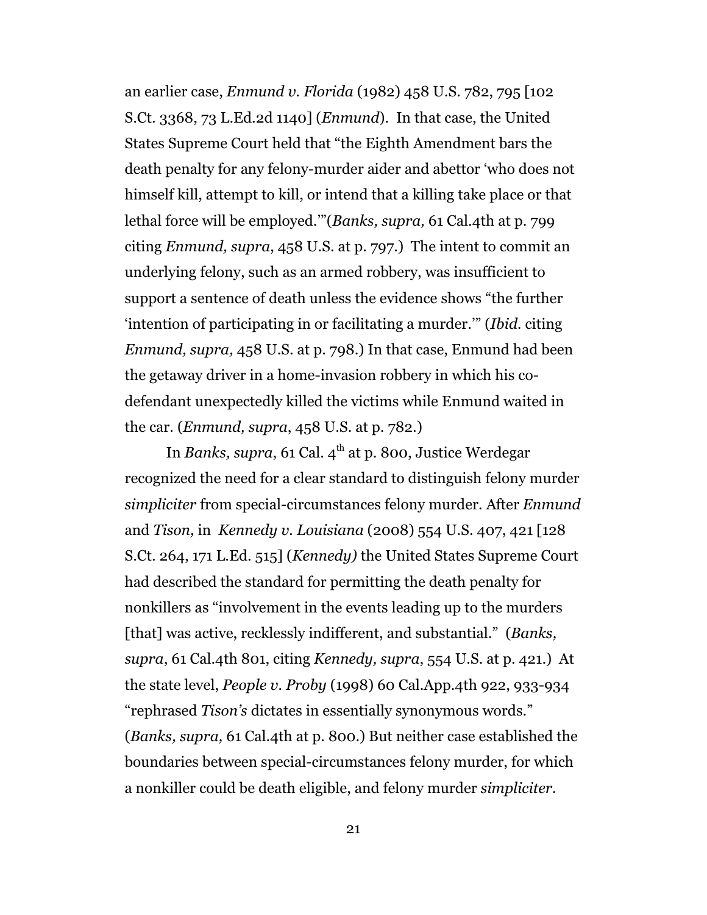an earlier case, *Enmund v. Florida* (1982) 458 U.S. 782, 795 [102 S.Ct. 3368, 73 L.Ed.2d 1140] (*Enmund*). In that case, the United States Supreme Court held that "the Eighth Amendment bars the death penalty for any felony-murder aider and abettor 'who does not himself kill, attempt to kill, or intend that a killing take place or that lethal force will be employed.'"(*Banks, supra,* 61 Cal.4th at p. 799 citing *Enmund, supra*, 458 U.S. at p. 797.) The intent to commit an underlying felony, such as an armed robbery, was insufficient to support a sentence of death unless the evidence shows "the further 'intention of participating in or facilitating a murder.'" (*Ibid.* citing *Enmund, supra,* 458 U.S. at p. 798.) In that case, Enmund had been the getaway driver in a home-invasion robbery in which his co-defendant unexpectedly killed the victims while Enmund waited in the car. (*Enmund, supra*, 458 U.S. at p. 782.)

In *Banks, supra*, 61 Cal. 4th at p. 800, Justice Werdegar recognized the need for a clear standard to distinguish felony murder *simpliciter* from special-circumstances felony murder. After *Enmund* and *Tison,* in *Kennedy v. Louisiana* (2008) 554 U.S. 407, 421 [128 S.Ct. 264, 171 L.Ed. 515] (*Kennedy)* the United States Supreme Court had described the standard for permitting the death penalty for nonkillers as "involvement in the events leading up to the murders [that] was active, recklessly indifferent, and substantial." (*Banks, supra*, 61 Cal.4th 801, citing *Kennedy, supra*, 554 U.S. at p. 421.) At the state level, *People v. Proby* (1998) 60 Cal.App.4th 922, 933-934 "rephrased *Tison's* dictates in essentially synonymous words." (*Banks, supra,* 61 Cal.4th at p. 800.) But neither case established the boundaries between special-circumstances felony murder, for which a nonkiller could be death eligible, and felony murder *simpliciter*.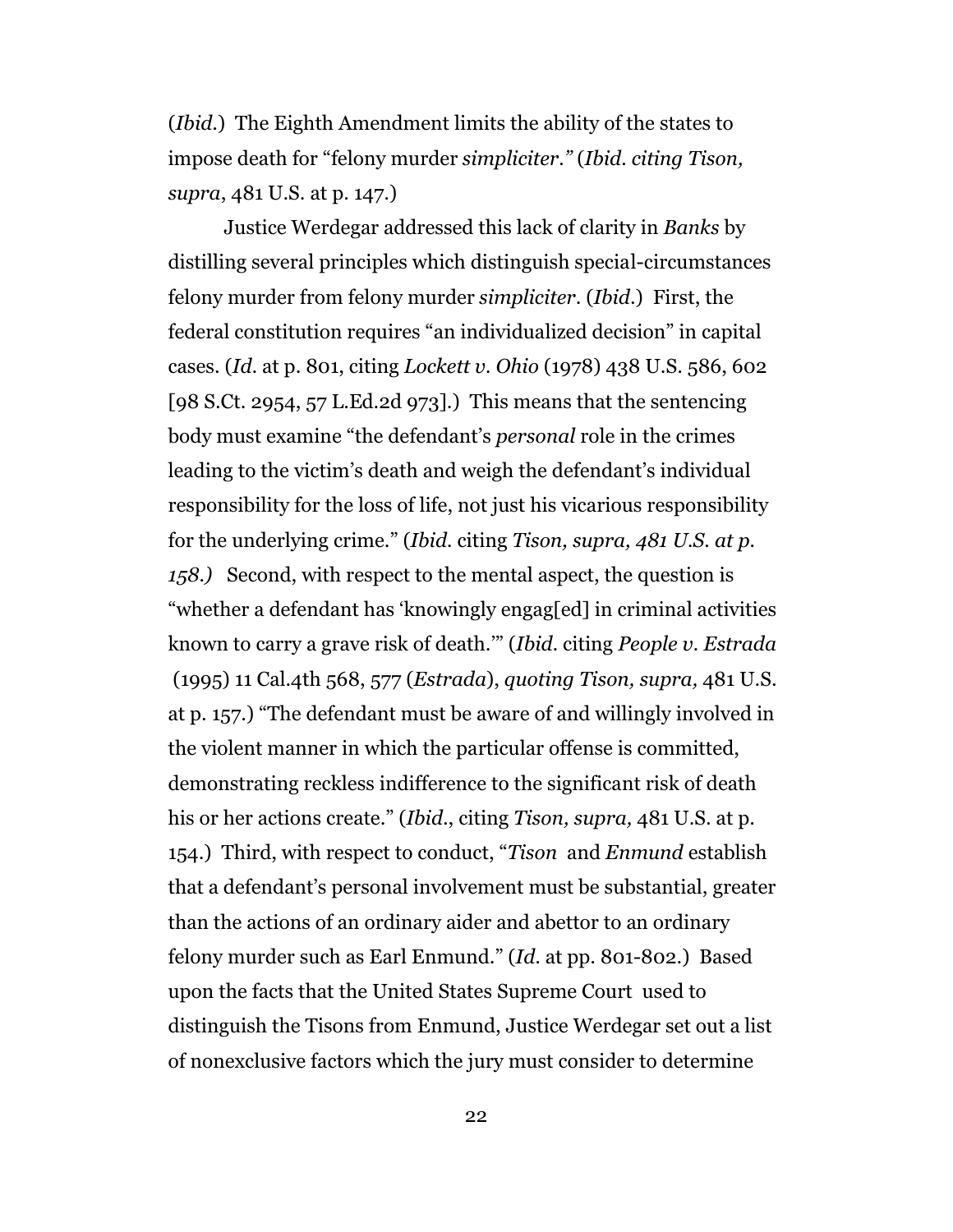(*Ibid.*) The Eighth Amendment limits the ability of the states to impose death for "felony murder *simpliciter." (Ibid. citing Tison, supra*, 481 U.S. at p. 147.)

Justice Werdegar addressed this lack of clarity in *Banks* by distilling several principles which distinguish special-circumstances felony murder from felony murder *simpliciter*. (*Ibid.*) First, the federal constitution requires "an individualized decision" in capital cases. (*Id.* at p. 801, citing *Lockett v. Ohio* (1978) 438 U.S. 586, 602 [98 S.Ct. 2954, 57 L.Ed.2d 973].) This means that the sentencing body must examine "the defendant's *personal* role in the crimes leading to the victim's death and weigh the defendant's individual responsibility for the loss of life, not just his vicarious responsibility for the underlying crime." (*Ibid.* citing *Tison, supra, 481 U.S. at p. 158.)* Second, with respect to the mental aspect, the question is "whether a defendant has 'knowingly engag[ed] in criminal activities known to carry a grave risk of death.'" (*Ibid.* citing *People v. Estrada* (1995) 11 Cal.4th 568, 577 (*Estrada*), *quoting Tison, supra,* 481 U.S. at p. 157.) "The defendant must be aware of and willingly involved in the violent manner in which the particular offense is committed, demonstrating reckless indifference to the significant risk of death his or her actions create." (*Ibid.*, citing *Tison, supra,* 481 U.S. at p. 154.) Third, with respect to conduct, "*Tison* and *Enmund* establish that a defendant's personal involvement must be substantial, greater than the actions of an ordinary aider and abettor to an ordinary felony murder such as Earl Enmund." (*Id.* at pp. 801-802.) Based upon the facts that the United States Supreme Court used to distinguish the Tisons from Enmund, Justice Werdegar set out a list of nonexclusive factors which the jury must consider to determine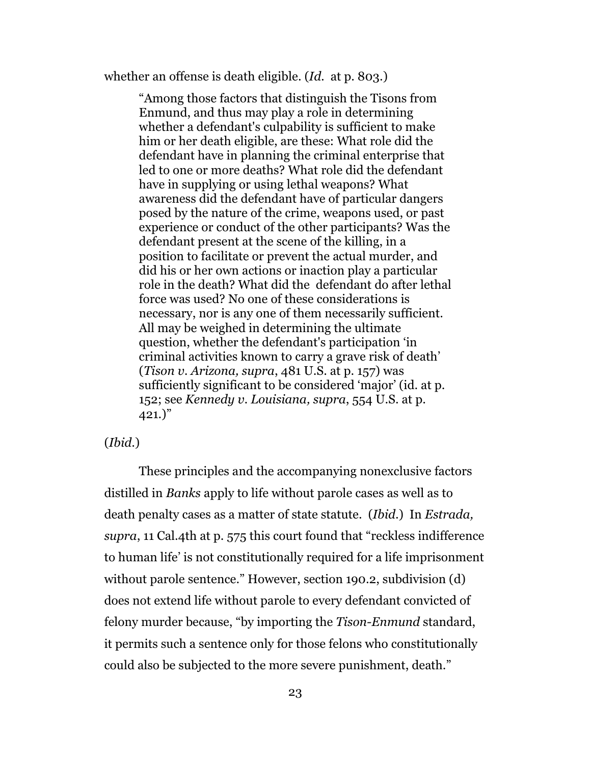whether an offense is death eligible. (*Id.* at p. 803.)

> "Among those factors that distinguish the Tisons from Enmund, and thus may play a role in determining whether a defendant's culpability is sufficient to make him or her death eligible, are these: What role did the defendant have in planning the criminal enterprise that led to one or more deaths? What role did the defendant have in supplying or using lethal weapons? What awareness did the defendant have of particular dangers posed by the nature of the crime, weapons used, or past experience or conduct of the other participants? Was the defendant present at the scene of the killing, in a position to facilitate or prevent the actual murder, and did his or her own actions or inaction play a particular role in the death? What did the defendant do after lethal force was used? No one of these considerations is necessary, nor is any one of them necessarily sufficient. All may be weighed in determining the ultimate question, whether the defendant's participation 'in criminal activities known to carry a grave risk of death' (*Tison v. Arizona, supra*, 481 U.S. at p. 157) was sufficiently significant to be considered 'major' (id. at p. 152; see *Kennedy v. Louisiana, supra*, 554 U.S. at p. 421.)"

(*Ibid.*)

These principles and the accompanying nonexclusive factors distilled in *Banks* apply to life without parole cases as well as to death penalty cases as a matter of state statute. (*Ibid.*) In *Estrada, supra*, 11 Cal.4th at p. 575 this court found that "reckless indifference to human life' is not constitutionally required for a life imprisonment without parole sentence." However, section 190.2, subdivision (d) does not extend life without parole to every defendant convicted of felony murder because, "by importing the *Tison-Enmund* standard, it permits such a sentence only for those felons who constitutionally could also be subjected to the more severe punishment, death."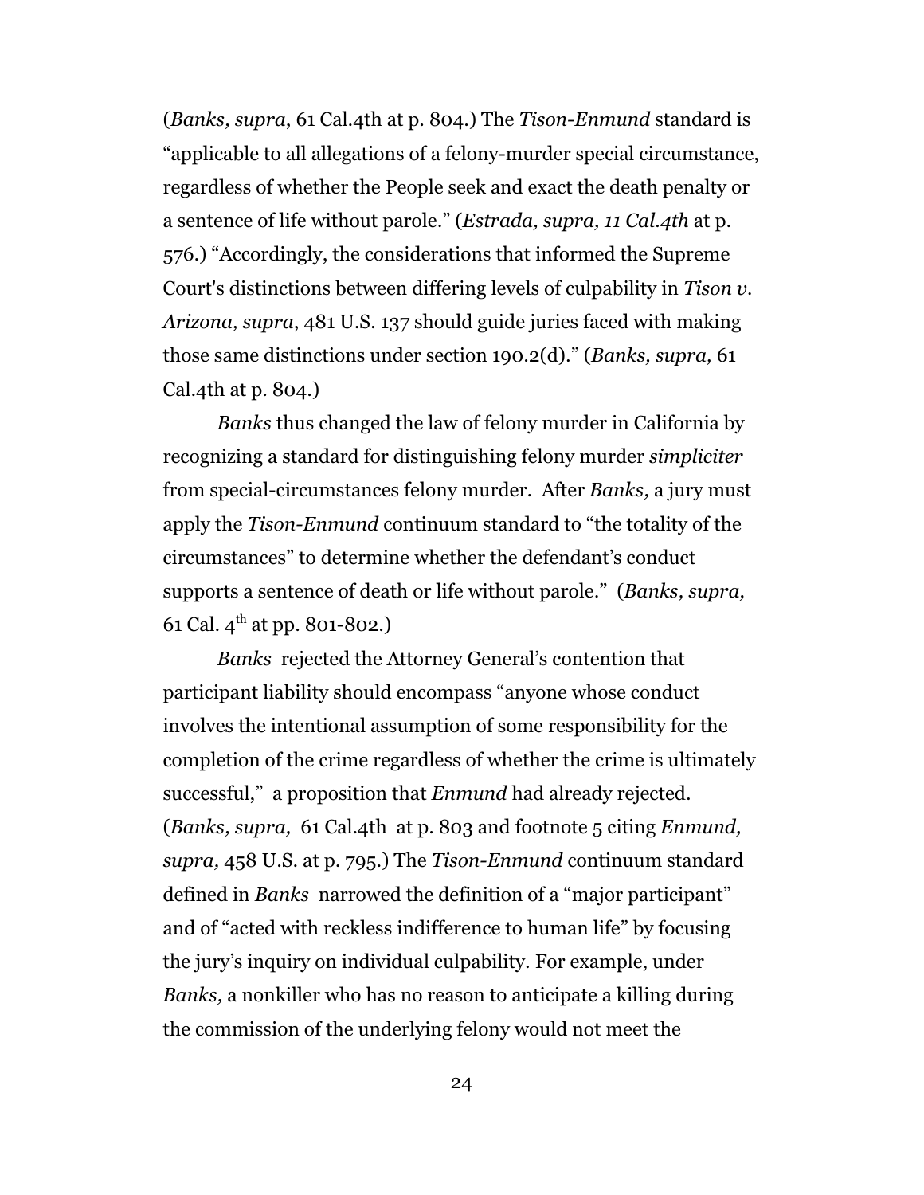(*Banks, supra*, 61 Cal.4th at p. 804.) The *Tison-Enmund* standard is "applicable to all allegations of a felony-murder special circumstance, regardless of whether the People seek and exact the death penalty or a sentence of life without parole." (*Estrada, supra, 11 Cal.4th* at p. 576.) "Accordingly, the considerations that informed the Supreme Court's distinctions between differing levels of culpability in *Tison v. Arizona, supra*, 481 U.S. 137 should guide juries faced with making those same distinctions under section 190.2(d)." (*Banks, supra,* 61 Cal.4th at p. 804.)

*Banks* thus changed the law of felony murder in California by recognizing a standard for distinguishing felony murder *simpliciter* from special-circumstances felony murder. After *Banks,* a jury must apply the *Tison-Enmund* continuum standard to "the totality of the circumstances" to determine whether the defendant's conduct supports a sentence of death or life without parole." (*Banks, supra,* 61 Cal. 4th at pp. 801-802.)

*Banks* rejected the Attorney General's contention that participant liability should encompass "anyone whose conduct involves the intentional assumption of some responsibility for the completion of the crime regardless of whether the crime is ultimately successful," a proposition that *Enmund* had already rejected. (*Banks, supra,* 61 Cal.4th at p. 803 and footnote 5 citing *Enmund, supra,* 458 U.S. at p. 795.) The *Tison-Enmund* continuum standard defined in *Banks* narrowed the definition of a "major participant" and of "acted with reckless indifference to human life" by focusing the jury's inquiry on individual culpability. For example, under *Banks,* a nonkiller who has no reason to anticipate a killing during the commission of the underlying felony would not meet the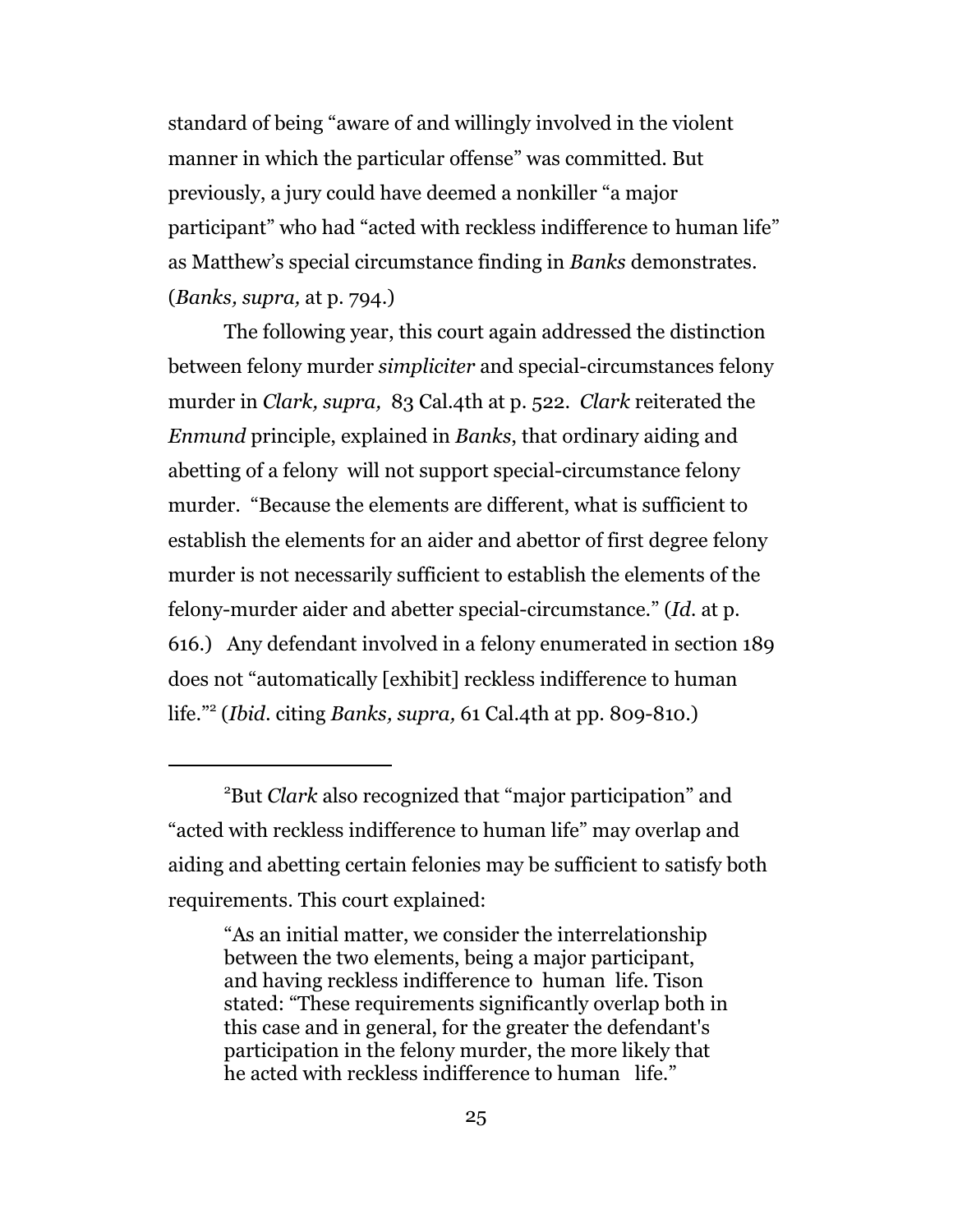standard of being "aware of and willingly involved in the violent manner in which the particular offense" was committed. But previously, a jury could have deemed a nonkiller "a major participant" who had "acted with reckless indifference to human life" as Matthew's special circumstance finding in *Banks* demonstrates. (*Banks, supra,* at p. 794.)

The following year, this court again addressed the distinction between felony murder *simpliciter* and special-circumstances felony murder in *Clark, supra,* 83 Cal.4th at p. 522. *Clark* reiterated the *Enmund* principle, explained in *Banks*, that ordinary aiding and abetting of a felony will not support special-circumstance felony murder. "Because the elements are different, what is sufficient to establish the elements for an aider and abettor of first degree felony murder is not necessarily sufficient to establish the elements of the felony-murder aider and abetter special-circumstance." (*Id.* at p. 616.) Any defendant involved in a felony enumerated in section 189 does not "automatically [exhibit] reckless indifference to human life."[2] (*Ibid.* citing *Banks, supra,* 61 Cal.4th at pp. 809-810.)

---

[2]But *Clark* also recognized that "major participation" and "acted with reckless indifference to human life" may overlap and aiding and abetting certain felonies may be sufficient to satisfy both requirements. This court explained:

> "As an initial matter, we consider the interrelationship between the two elements, being a major participant, and having reckless indifference to human life. Tison stated: "These requirements significantly overlap both in this case and in general, for the greater the defendant's participation in the felony murder, the more likely that he acted with reckless indifference to human life."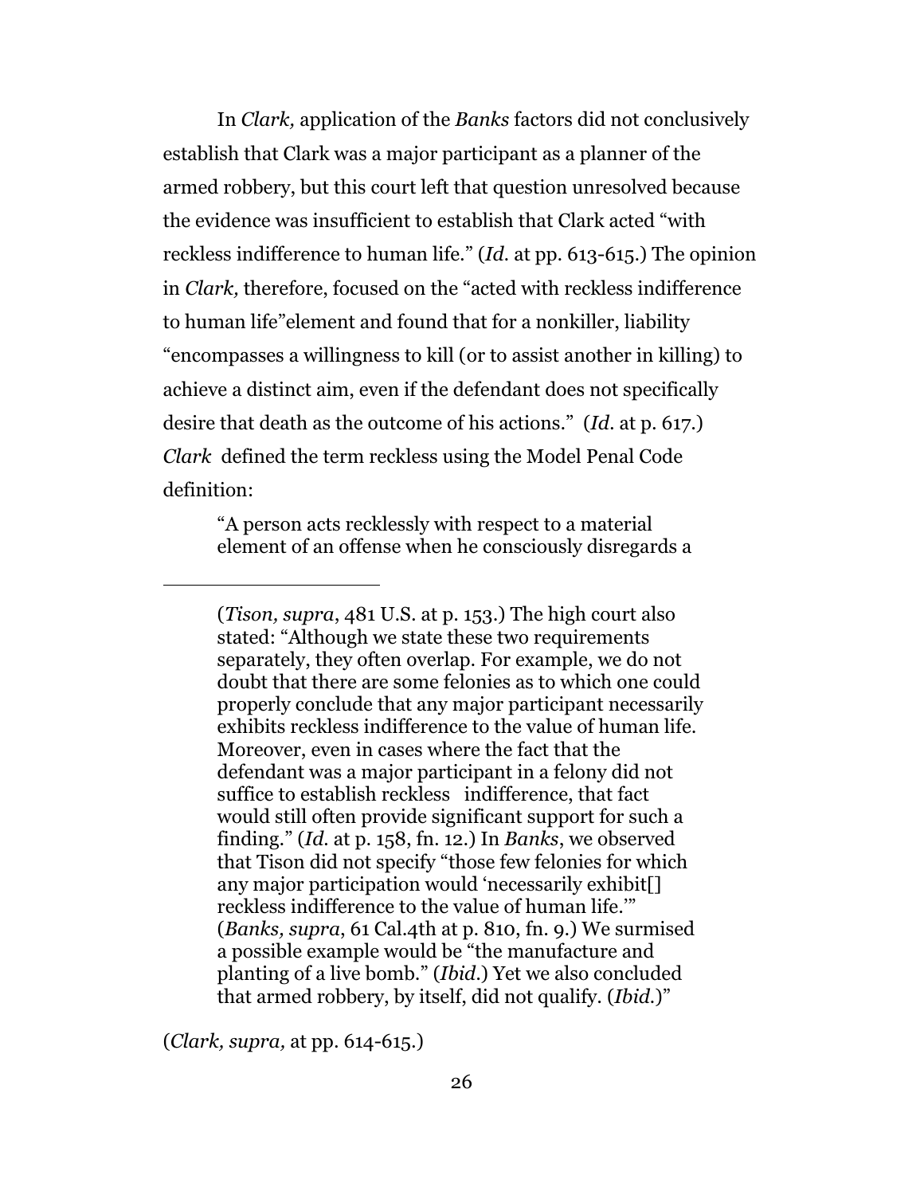In *Clark,* application of the *Banks* factors did not conclusively establish that Clark was a major participant as a planner of the armed robbery, but this court left that question unresolved because the evidence was insufficient to establish that Clark acted "with reckless indifference to human life." (*Id.* at pp. 613-615.) The opinion in *Clark,* therefore, focused on the "acted with reckless indifference to human life"element and found that for a nonkiller, liability "encompasses a willingness to kill (or to assist another in killing) to achieve a distinct aim, even if the defendant does not specifically desire that death as the outcome of his actions." (*Id.* at p. 617.) *Clark* defined the term reckless using the Model Penal Code definition:

> "A person acts recklessly with respect to a material element of an offense when he consciously disregards a

---

> (*Tison, supra*, 481 U.S. at p. 153.) The high court also stated: "Although we state these two requirements separately, they often overlap. For example, we do not doubt that there are some felonies as to which one could properly conclude that any major participant necessarily exhibits reckless indifference to the value of human life. Moreover, even in cases where the fact that the defendant was a major participant in a felony did not suffice to establish reckless indifference, that fact would still often provide significant support for such a finding." (*Id.* at p. 158, fn. 12.) In *Banks*, we observed that Tison did not specify "those few felonies for which any major participation would 'necessarily exhibit[] reckless indifference to the value of human life.'" (*Banks, supra*, 61 Cal.4th at p. 810, fn. 9.) We surmised a possible example would be "the manufacture and planting of a live bomb." (*Ibid.*) Yet we also concluded that armed robbery, by itself, did not qualify. (*Ibid.*)"

(*Clark, supra,* at pp. 614-615.)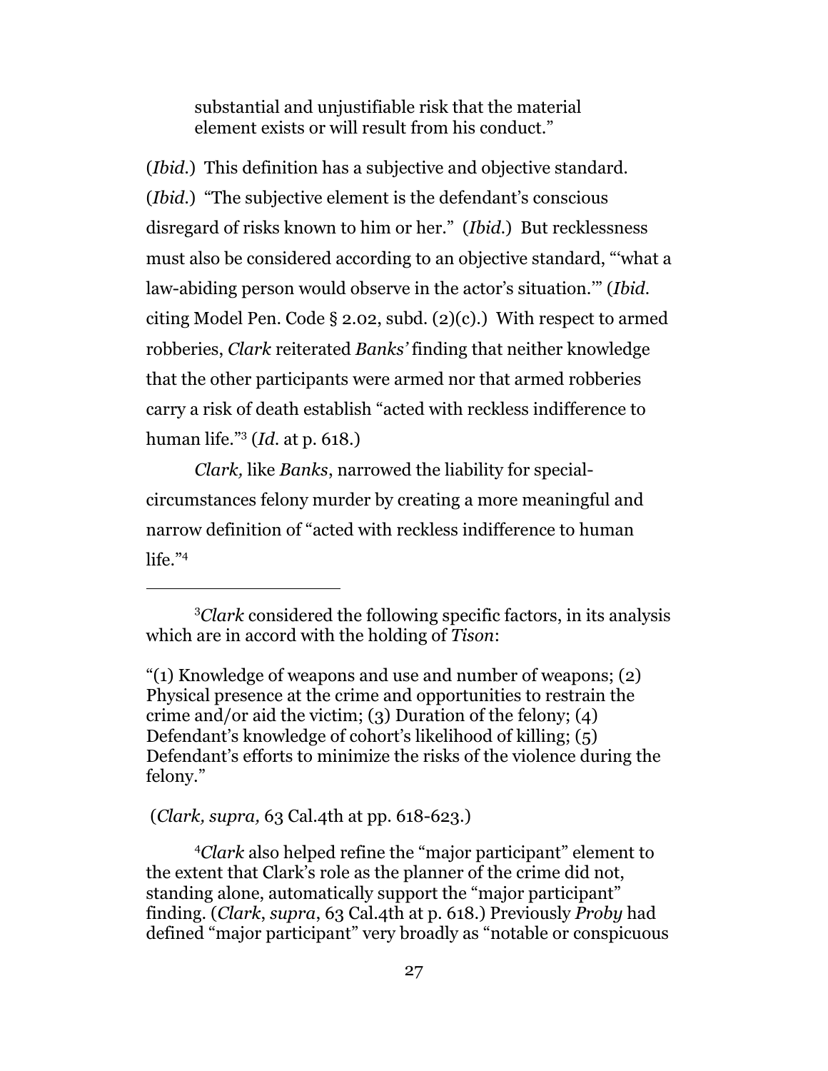> substantial and unjustifiable risk that the material element exists or will result from his conduct."

(*Ibid.*) This definition has a subjective and objective standard. (*Ibid.*) "The subjective element is the defendant's conscious disregard of risks known to him or her." (*Ibid.*) But recklessness must also be considered according to an objective standard, "'what a law-abiding person would observe in the actor's situation.'" (*Ibid.* citing Model Pen. Code § 2.02, subd. (2)(c).) With respect to armed robberies, *Clark* reiterated *Banks'* finding that neither knowledge that the other participants were armed nor that armed robberies carry a risk of death establish "acted with reckless indifference to human life."[3] (*Id.* at p. 618.)

*Clark,* like *Banks*, narrowed the liability for special-circumstances felony murder by creating a more meaningful and narrow definition of "acted with reckless indifference to human life."[4]

---

[3] *Clark* considered the following specific factors, in its analysis which are in accord with the holding of *Tison*:

"(1) Knowledge of weapons and use and number of weapons; (2) Physical presence at the crime and opportunities to restrain the crime and/or aid the victim; (3) Duration of the felony; (4) Defendant's knowledge of cohort's likelihood of killing; (5) Defendant's efforts to minimize the risks of the violence during the felony."

(*Clark, supra,* 63 Cal.4th at pp. 618-623.)

[4] *Clark* also helped refine the "major participant" element to the extent that Clark's role as the planner of the crime did not, standing alone, automatically support the "major participant" finding. (*Clark*, *supra*, 63 Cal.4th at p. 618.) Previously *Proby* had defined "major participant" very broadly as "notable or conspicuous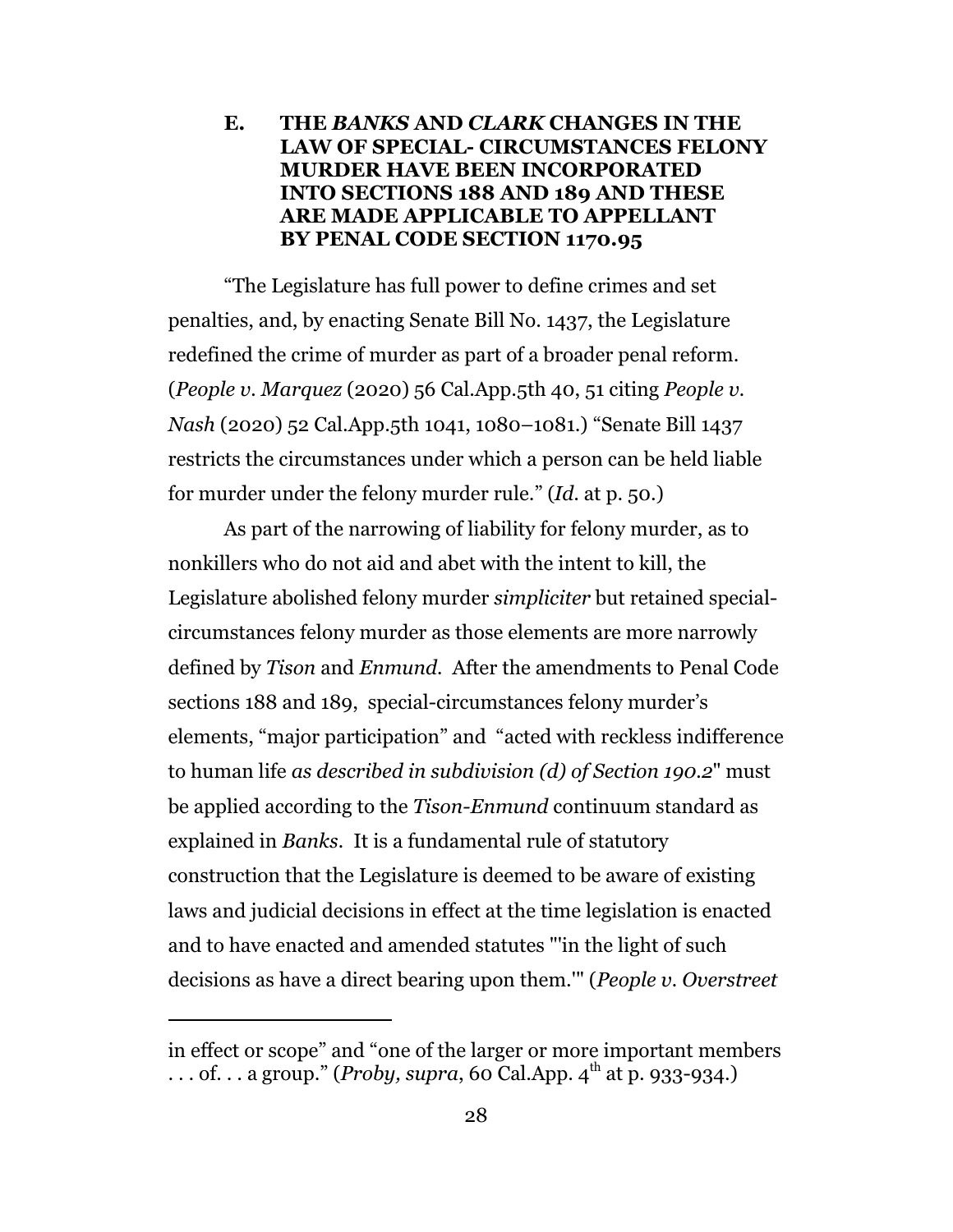### E. THE *BANKS* AND *CLARK* CHANGES IN THE LAW OF SPECIAL- CIRCUMSTANCES FELONY MURDER HAVE BEEN INCORPORATED INTO SECTIONS 188 AND 189 AND THESE ARE MADE APPLICABLE TO APPELLANT BY PENAL CODE SECTION 1170.95

"The Legislature has full power to define crimes and set penalties, and, by enacting Senate Bill No. 1437, the Legislature redefined the crime of murder as part of a broader penal reform. (*People v. Marquez* (2020) 56 Cal.App.5th 40, 51 citing *People v. Nash* (2020) 52 Cal.App.5th 1041, 1080–1081.) "Senate Bill 1437 restricts the circumstances under which a person can be held liable for murder under the felony murder rule." (*Id.* at p. 50.)

As part of the narrowing of liability for felony murder, as to nonkillers who do not aid and abet with the intent to kill, the Legislature abolished felony murder *simpliciter* but retained special-circumstances felony murder as those elements are more narrowly defined by *Tison* and *Enmund*. After the amendments to Penal Code sections 188 and 189, special-circumstances felony murder's elements, "major participation" and "acted with reckless indifference to human life *as described in subdivision (d) of Section 190.2*" must be applied according to the *Tison-Enmund* continuum standard as explained in *Banks*. It is a fundamental rule of statutory construction that the Legislature is deemed to be aware of existing laws and judicial decisions in effect at the time legislation is enacted and to have enacted and amended statutes "'in the light of such decisions as have a direct bearing upon them.'" (*People v. Overstreet*

---

in effect or scope" and "one of the larger or more important members . . . of. . . a group." (*Proby, supra*, 60 Cal.App. 4th at p. 933-934.)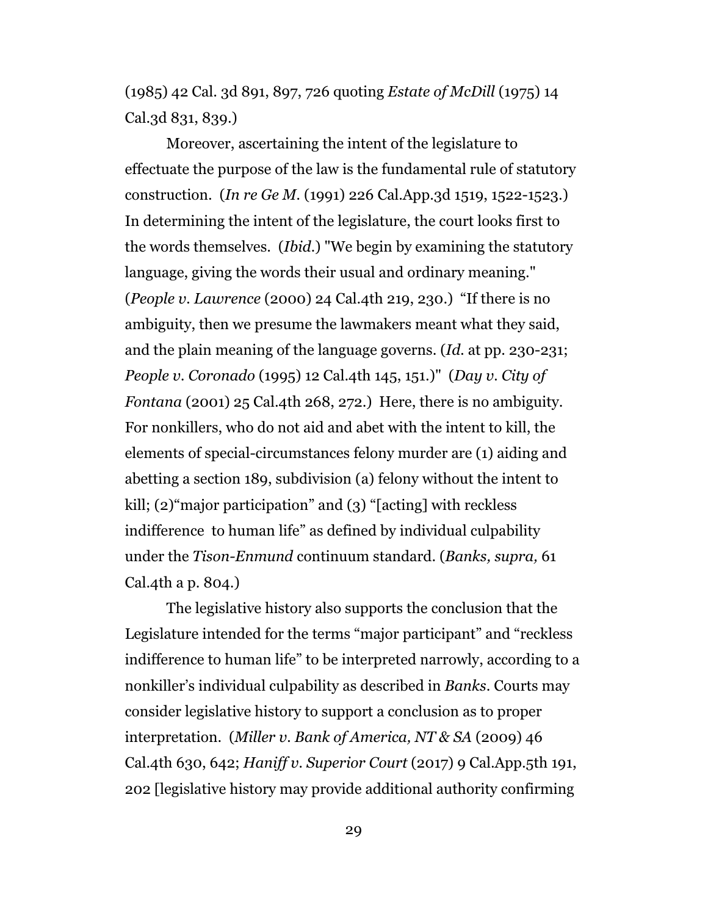(1985) 42 Cal. 3d 891, 897, 726 quoting *Estate of McDill* (1975) 14 Cal.3d 831, 839.)

Moreover, ascertaining the intent of the legislature to effectuate the purpose of the law is the fundamental rule of statutory construction. (*In re Ge M.* (1991) 226 Cal.App.3d 1519, 1522-1523.) In determining the intent of the legislature, the court looks first to the words themselves. (*Ibid.*) "We begin by examining the statutory language, giving the words their usual and ordinary meaning." (*People v. Lawrence* (2000) 24 Cal.4th 219, 230.) "If there is no ambiguity, then we presume the lawmakers meant what they said, and the plain meaning of the language governs. (*Id.* at pp. 230-231; *People v. Coronado* (1995) 12 Cal.4th 145, 151.)" (*Day v. City of Fontana* (2001) 25 Cal.4th 268, 272.) Here, there is no ambiguity. For nonkillers, who do not aid and abet with the intent to kill, the elements of special-circumstances felony murder are (1) aiding and abetting a section 189, subdivision (a) felony without the intent to kill; (2)"major participation" and (3) "[acting] with reckless indifference to human life" as defined by individual culpability under the *Tison-Enmund* continuum standard. (*Banks, supra,* 61 Cal.4th a p. 804.)

The legislative history also supports the conclusion that the Legislature intended for the terms "major participant" and "reckless indifference to human life" to be interpreted narrowly, according to a nonkiller's individual culpability as described in *Banks*. Courts may consider legislative history to support a conclusion as to proper interpretation. (*Miller v. Bank of America, NT & SA* (2009) 46 Cal.4th 630, 642; *Haniff v. Superior Court* (2017) 9 Cal.App.5th 191, 202 [legislative history may provide additional authority confirming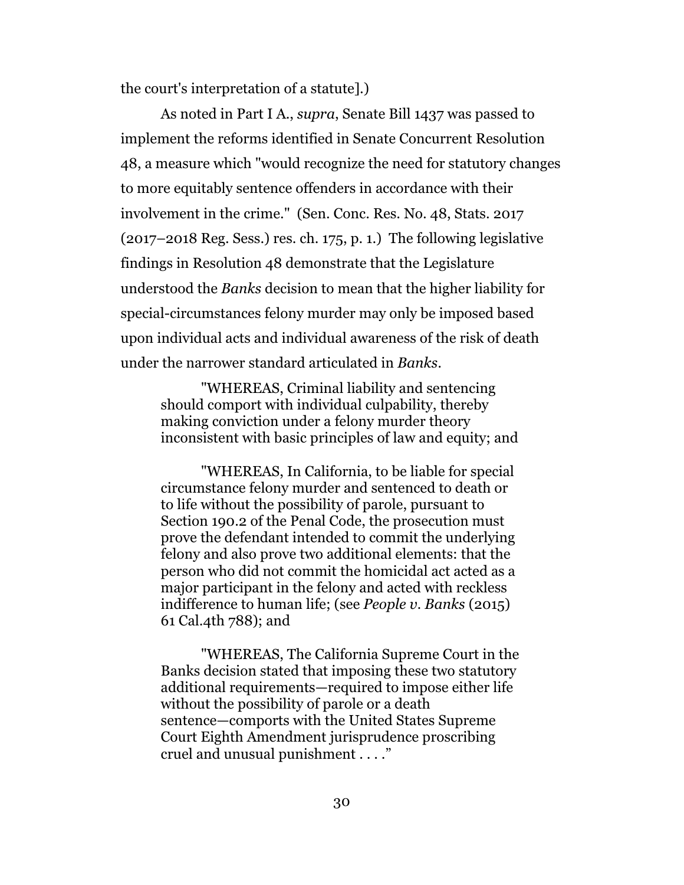the court's interpretation of a statute].)

As noted in Part I A., *supra*, Senate Bill 1437 was passed to implement the reforms identified in Senate Concurrent Resolution 48, a measure which "would recognize the need for statutory changes to more equitably sentence offenders in accordance with their involvement in the crime." (Sen. Conc. Res. No. 48, Stats. 2017 (2017–2018 Reg. Sess.) res. ch. 175, p. 1.) The following legislative findings in Resolution 48 demonstrate that the Legislature understood the *Banks* decision to mean that the higher liability for special-circumstances felony murder may only be imposed based upon individual acts and individual awareness of the risk of death under the narrower standard articulated in *Banks*.

> "WHEREAS, Criminal liability and sentencing should comport with individual culpability, thereby making conviction under a felony murder theory inconsistent with basic principles of law and equity; and
>
> "WHEREAS, In California, to be liable for special circumstance felony murder and sentenced to death or to life without the possibility of parole, pursuant to Section 190.2 of the Penal Code, the prosecution must prove the defendant intended to commit the underlying felony and also prove two additional elements: that the person who did not commit the homicidal act acted as a major participant in the felony and acted with reckless indifference to human life; (see *People v. Banks* (2015) 61 Cal.4th 788); and
>
> "WHEREAS, The California Supreme Court in the Banks decision stated that imposing these two statutory additional requirements—required to impose either life without the possibility of parole or a death sentence—comports with the United States Supreme Court Eighth Amendment jurisprudence proscribing cruel and unusual punishment . . . ."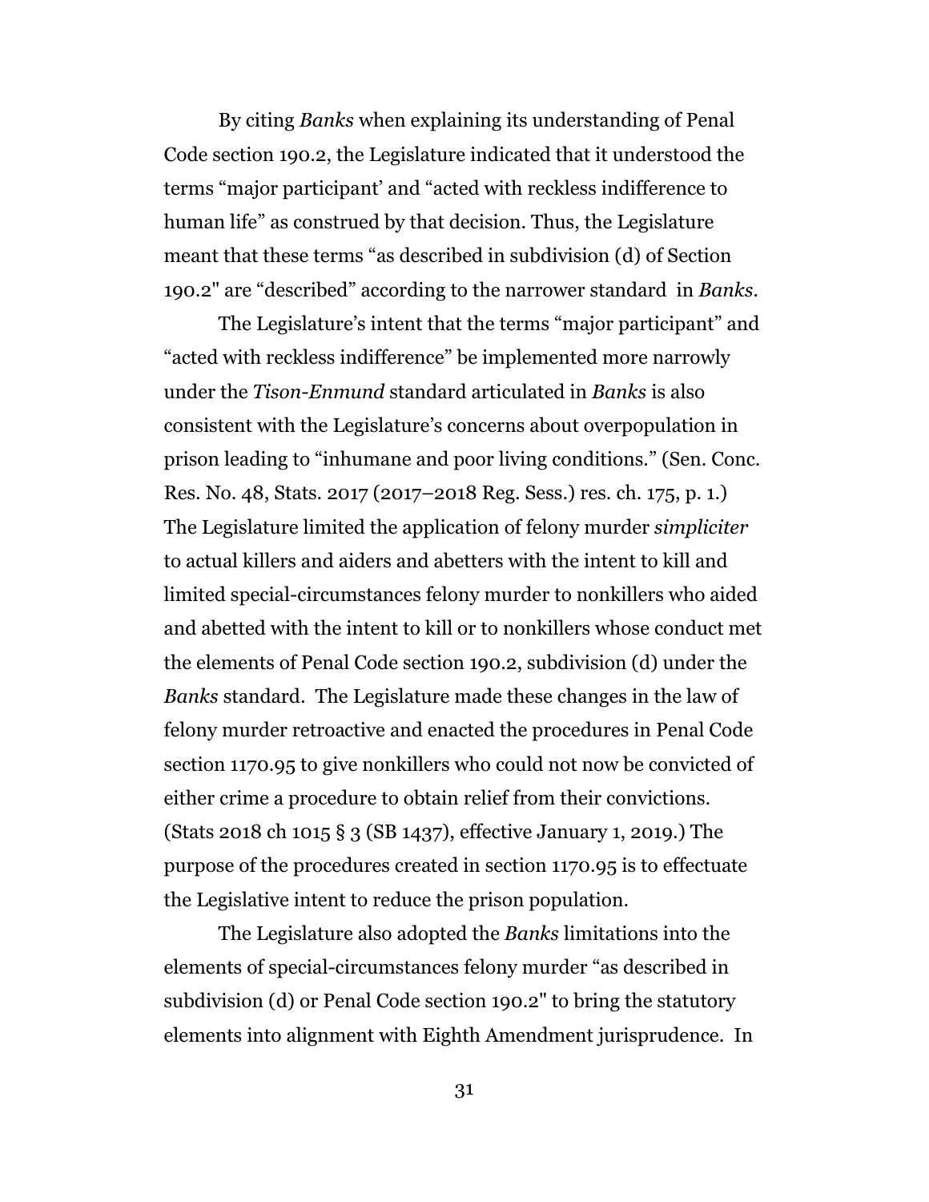By citing *Banks* when explaining its understanding of Penal Code section 190.2, the Legislature indicated that it understood the terms "major participant' and "acted with reckless indifference to human life" as construed by that decision. Thus, the Legislature meant that these terms "as described in subdivision (d) of Section 190.2" are "described" according to the narrower standard in *Banks*.

The Legislature's intent that the terms "major participant" and "acted with reckless indifference" be implemented more narrowly under the *Tison-Enmund* standard articulated in *Banks* is also consistent with the Legislature's concerns about overpopulation in prison leading to "inhumane and poor living conditions." (Sen. Conc. Res. No. 48, Stats. 2017 (2017–2018 Reg. Sess.) res. ch. 175, p. 1.) The Legislature limited the application of felony murder *simpliciter* to actual killers and aiders and abetters with the intent to kill and limited special-circumstances felony murder to nonkillers who aided and abetted with the intent to kill or to nonkillers whose conduct met the elements of Penal Code section 190.2, subdivision (d) under the *Banks* standard. The Legislature made these changes in the law of felony murder retroactive and enacted the procedures in Penal Code section 1170.95 to give nonkillers who could not now be convicted of either crime a procedure to obtain relief from their convictions. (Stats 2018 ch 1015 § 3 (SB 1437), effective January 1, 2019.) The purpose of the procedures created in section 1170.95 is to effectuate the Legislative intent to reduce the prison population.

The Legislature also adopted the *Banks* limitations into the elements of special-circumstances felony murder "as described in subdivision (d) or Penal Code section 190.2" to bring the statutory elements into alignment with Eighth Amendment jurisprudence. In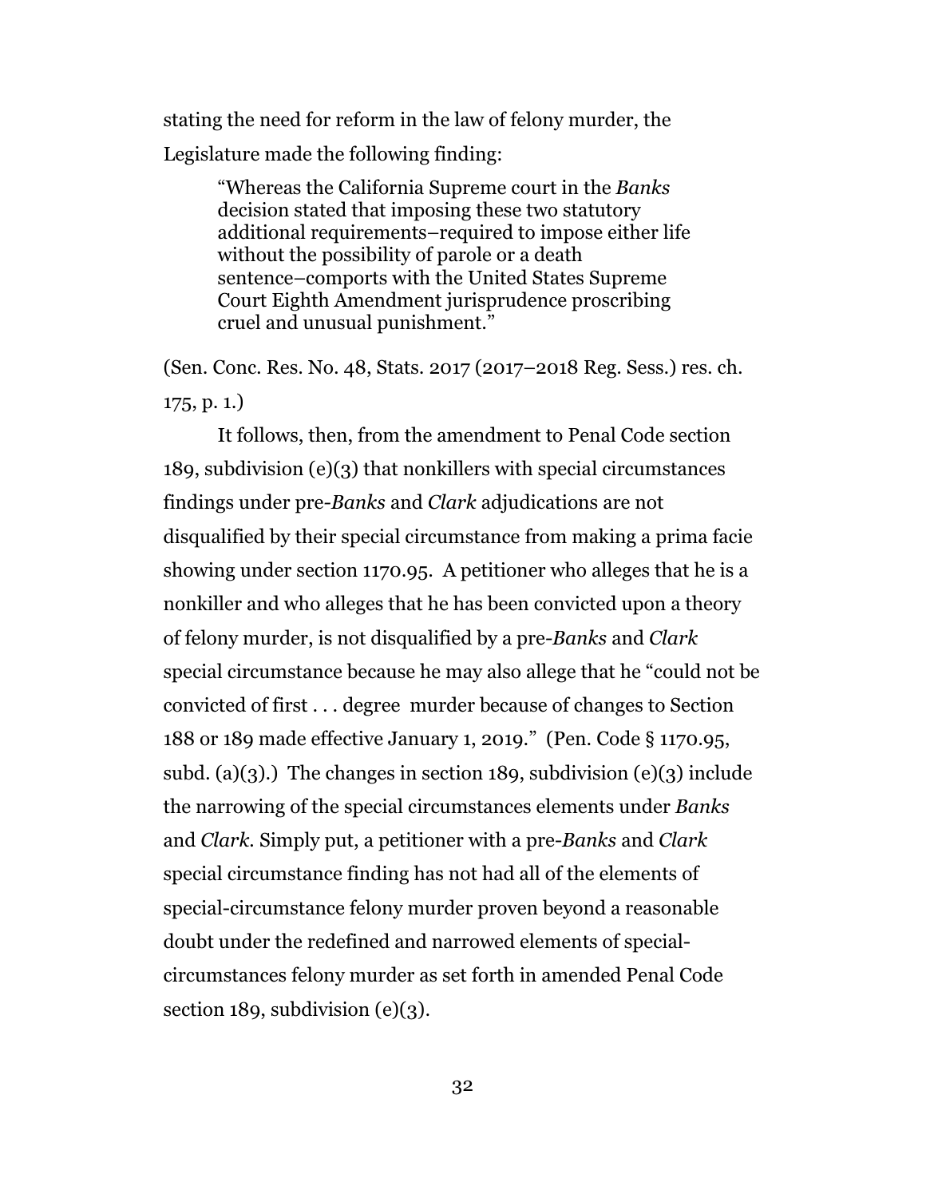stating the need for reform in the law of felony murder, the Legislature made the following finding:

> "Whereas the California Supreme court in the *Banks* decision stated that imposing these two statutory additional requirements–required to impose either life without the possibility of parole or a death sentence–comports with the United States Supreme Court Eighth Amendment jurisprudence proscribing cruel and unusual punishment."

(Sen. Conc. Res. No. 48, Stats. 2017 (2017–2018 Reg. Sess.) res. ch. 175, p. 1.)

It follows, then, from the amendment to Penal Code section 189, subdivision (e)(3) that nonkillers with special circumstances findings under pre-*Banks* and *Clark* adjudications are not disqualified by their special circumstance from making a prima facie showing under section 1170.95. A petitioner who alleges that he is a nonkiller and who alleges that he has been convicted upon a theory of felony murder, is not disqualified by a pre-*Banks* and *Clark* special circumstance because he may also allege that he "could not be convicted of first . . . degree murder because of changes to Section 188 or 189 made effective January 1, 2019." (Pen. Code § 1170.95, subd. (a)(3).) The changes in section 189, subdivision (e)(3) include the narrowing of the special circumstances elements under *Banks* and *Clark*. Simply put, a petitioner with a pre-*Banks* and *Clark* special circumstance finding has not had all of the elements of special-circumstance felony murder proven beyond a reasonable doubt under the redefined and narrowed elements of special-circumstances felony murder as set forth in amended Penal Code section 189, subdivision (e)(3).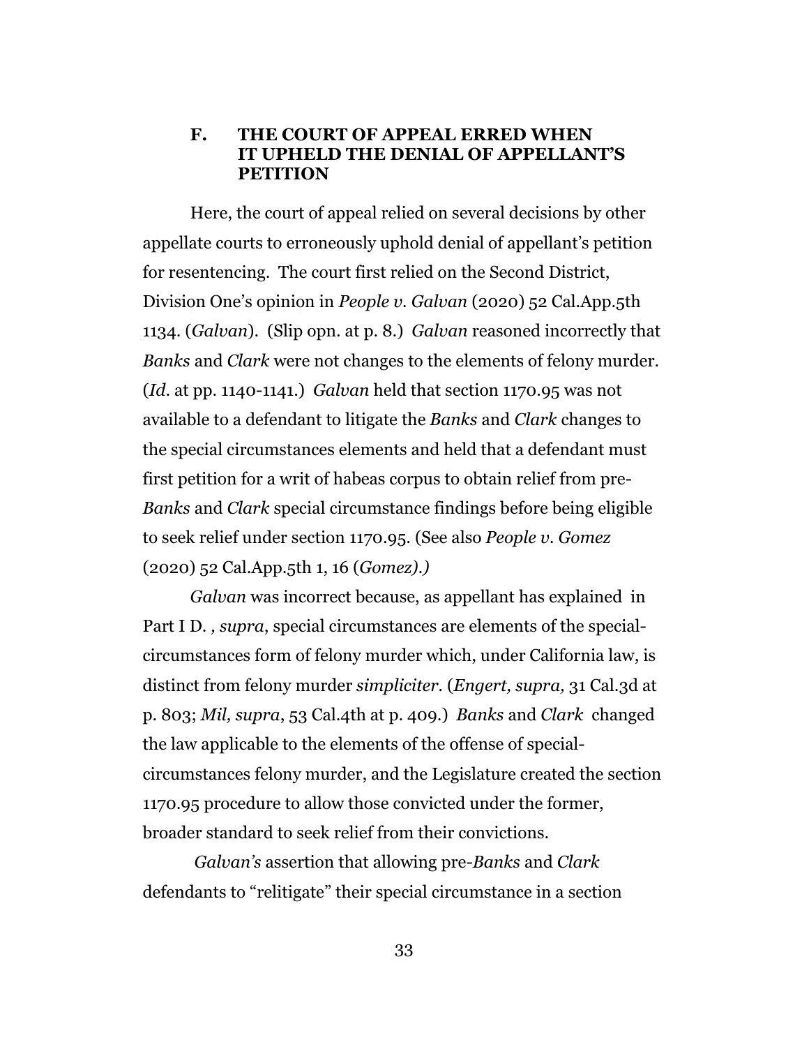### F. THE COURT OF APPEAL ERRED WHEN IT UPHELD THE DENIAL OF APPELLANT'S PETITION

Here, the court of appeal relied on several decisions by other appellate courts to erroneously uphold denial of appellant's petition for resentencing. The court first relied on the Second District, Division One's opinion in *People v. Galvan* (2020) 52 Cal.App.5th 1134. (*Galvan*). (Slip opn. at p. 8.) *Galvan* reasoned incorrectly that *Banks* and *Clark* were not changes to the elements of felony murder. (*Id*. at pp. 1140-1141.) *Galvan* held that section 1170.95 was not available to a defendant to litigate the *Banks* and *Clark* changes to the special circumstances elements and held that a defendant must first petition for a writ of habeas corpus to obtain relief from pre-*Banks* and *Clark* special circumstance findings before being eligible to seek relief under section 1170.95. (See also *People v. Gomez* (2020) 52 Cal.App.5th 1, 16 (*Gomez).)*

*Galvan* was incorrect because, as appellant has explained in Part I D. *, supra*, special circumstances are elements of the special-circumstances form of felony murder which, under California law, is distinct from felony murder *simpliciter.* (*Engert, supra,* 31 Cal.3d at p. 803; *Mil, supra*, 53 Cal.4th at p. 409.) *Banks* and *Clark* changed the law applicable to the elements of the offense of special-circumstances felony murder, and the Legislature created the section 1170.95 procedure to allow those convicted under the former, broader standard to seek relief from their convictions.

*Galvan's* assertion that allowing pre-*Banks* and *Clark* defendants to "relitigate" their special circumstance in a section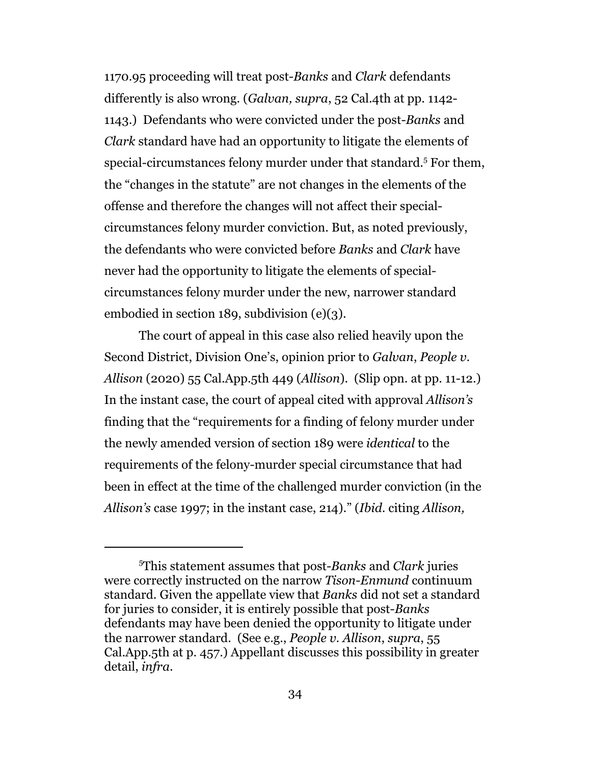1170.95 proceeding will treat post-*Banks* and *Clark* defendants differently is also wrong. (*Galvan, supra*, 52 Cal.4th at pp. 1142-1143.) Defendants who were convicted under the post-*Banks* and *Clark* standard have had an opportunity to litigate the elements of special-circumstances felony murder under that standard.[5] For them, the "changes in the statute" are not changes in the elements of the offense and therefore the changes will not affect their special-circumstances felony murder conviction. But, as noted previously, the defendants who were convicted before *Banks* and *Clark* have never had the opportunity to litigate the elements of special-circumstances felony murder under the new, narrower standard embodied in section 189, subdivision (e)(3).

The court of appeal in this case also relied heavily upon the Second District, Division One's, opinion prior to *Galvan*, *People v. Allison* (2020) 55 Cal.App.5th 449 (*Allison*). (Slip opn. at pp. 11-12.) In the instant case, the court of appeal cited with approval *Allison's* finding that the "requirements for a finding of felony murder under the newly amended version of section 189 were *identical* to the requirements of the felony-murder special circumstance that had been in effect at the time of the challenged murder conviction (in the *Allison's* case 1997; in the instant case, 214)." (*Ibid.* citing *Allison,*

---

[5]This statement assumes that post-*Banks* and *Clark* juries were correctly instructed on the narrow *Tison-Enmund* continuum standard. Given the appellate view that *Banks* did not set a standard for juries to consider, it is entirely possible that post-*Banks* defendants may have been denied the opportunity to litigate under the narrower standard. (See e.g., *People v. Allison*, *supra*, 55 Cal.App.5th at p. 457.) Appellant discusses this possibility in greater detail, *infra*.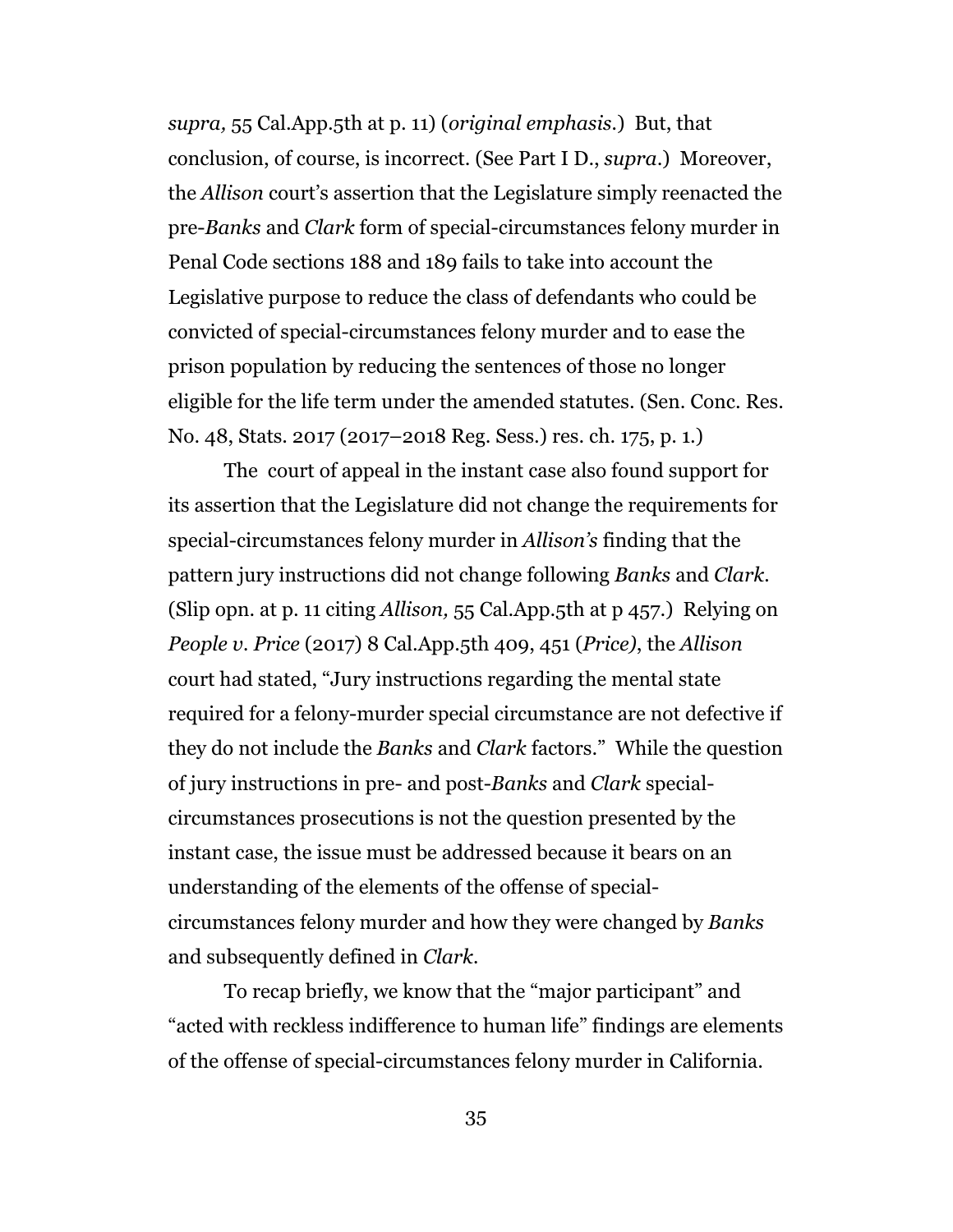*supra,* 55 Cal.App.5th at p. 11) (*original emphasis.*) But, that conclusion, of course, is incorrect. (See Part I D., *supra.*) Moreover, the *Allison* court's assertion that the Legislature simply reenacted the pre-*Banks* and *Clark* form of special-circumstances felony murder in Penal Code sections 188 and 189 fails to take into account the Legislative purpose to reduce the class of defendants who could be convicted of special-circumstances felony murder and to ease the prison population by reducing the sentences of those no longer eligible for the life term under the amended statutes. (Sen. Conc. Res. No. 48, Stats. 2017 (2017–2018 Reg. Sess.) res. ch. 175, p. 1.)

The court of appeal in the instant case also found support for its assertion that the Legislature did not change the requirements for special-circumstances felony murder in *Allison's* finding that the pattern jury instructions did not change following *Banks* and *Clark*. (Slip opn. at p. 11 citing *Allison,* 55 Cal.App.5th at p 457.) Relying on *People v. Price* (2017) 8 Cal.App.5th 409, 451 (*Price)*, the *Allison* court had stated, "Jury instructions regarding the mental state required for a felony-murder special circumstance are not defective if they do not include the *Banks* and *Clark* factors." While the question of jury instructions in pre- and post-*Banks* and *Clark* special-circumstances prosecutions is not the question presented by the instant case, the issue must be addressed because it bears on an understanding of the elements of the offense of special-circumstances felony murder and how they were changed by *Banks* and subsequently defined in *Clark*.

To recap briefly, we know that the "major participant" and "acted with reckless indifference to human life" findings are elements of the offense of special-circumstances felony murder in California.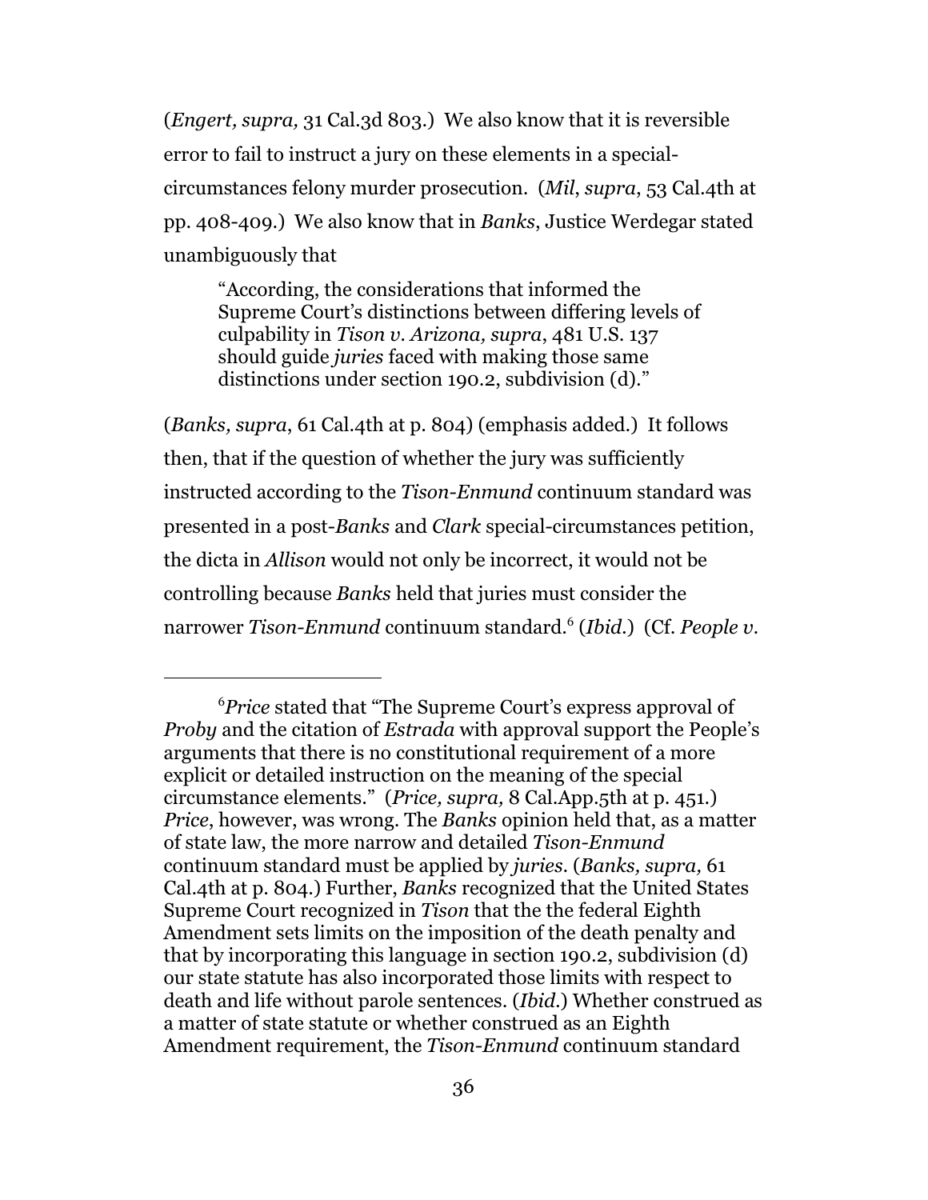(*Engert, supra,* 31 Cal.3d 803.) We also know that it is reversible error to fail to instruct a jury on these elements in a special-circumstances felony murder prosecution. (*Mil*, *supra*, 53 Cal.4th at pp. 408-409.) We also know that in *Banks*, Justice Werdegar stated unambiguously that

> "According, the considerations that informed the Supreme Court's distinctions between differing levels of culpability in *Tison v. Arizona, supra*, 481 U.S. 137 should guide *juries* faced with making those same distinctions under section 190.2, subdivision (d)."

(*Banks, supra*, 61 Cal.4th at p. 804) (emphasis added.) It follows then, that if the question of whether the jury was sufficiently instructed according to the *Tison-Enmund* continuum standard was presented in a post-*Banks* and *Clark* special-circumstances petition, the dicta in *Allison* would not only be incorrect, it would not be controlling because *Banks* held that juries must consider the narrower *Tison-Enmund* continuum standard.[6] (*Ibid.*) (Cf. *People v.*

---

[6]*Price* stated that "The Supreme Court's express approval of *Proby* and the citation of *Estrada* with approval support the People's arguments that there is no constitutional requirement of a more explicit or detailed instruction on the meaning of the special circumstance elements." (*Price, supra,* 8 Cal.App.5th at p. 451.) *Price*, however, was wrong. The *Banks* opinion held that, as a matter of state law, the more narrow and detailed *Tison-Enmund* continuum standard must be applied by *juries*. (*Banks, supra,* 61 Cal.4th at p. 804.) Further, *Banks* recognized that the United States Supreme Court recognized in *Tison* that the the federal Eighth Amendment sets limits on the imposition of the death penalty and that by incorporating this language in section 190.2, subdivision (d) our state statute has also incorporated those limits with respect to death and life without parole sentences. (*Ibid.*) Whether construed as a matter of state statute or whether construed as an Eighth Amendment requirement, the *Tison-Enmund* continuum standard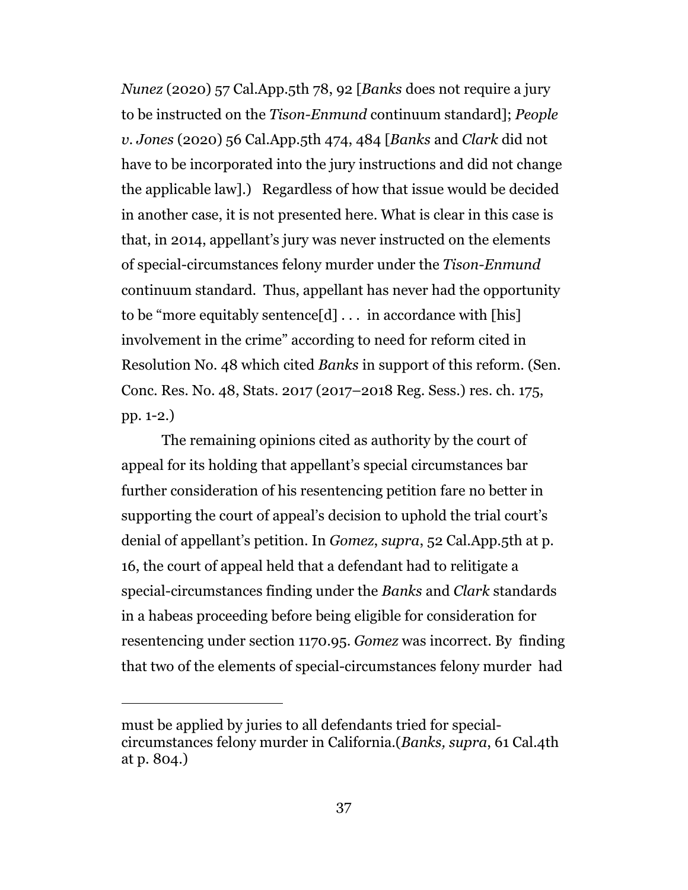*Nunez* (2020) 57 Cal.App.5th 78, 92 [*Banks* does not require a jury to be instructed on the *Tison-Enmund* continuum standard]; *People v. Jones* (2020) 56 Cal.App.5th 474, 484 [*Banks* and *Clark* did not have to be incorporated into the jury instructions and did not change the applicable law].) Regardless of how that issue would be decided in another case, it is not presented here. What is clear in this case is that, in 2014, appellant's jury was never instructed on the elements of special-circumstances felony murder under the *Tison-Enmund* continuum standard. Thus, appellant has never had the opportunity to be "more equitably sentence[d] . . . in accordance with [his] involvement in the crime" according to need for reform cited in Resolution No. 48 which cited *Banks* in support of this reform. (Sen. Conc. Res. No. 48, Stats. 2017 (2017–2018 Reg. Sess.) res. ch. 175, pp. 1-2.)

The remaining opinions cited as authority by the court of appeal for its holding that appellant's special circumstances bar further consideration of his resentencing petition fare no better in supporting the court of appeal's decision to uphold the trial court's denial of appellant's petition. In *Gomez*, *supra*, 52 Cal.App.5th at p. 16, the court of appeal held that a defendant had to relitigate a special-circumstances finding under the *Banks* and *Clark* standards in a habeas proceeding before being eligible for consideration for resentencing under section 1170.95. *Gomez* was incorrect. By finding that two of the elements of special-circumstances felony murder had

---

must be applied by juries to all defendants tried for special-circumstances felony murder in California.(*Banks, supra*, 61 Cal.4th at p. 804.)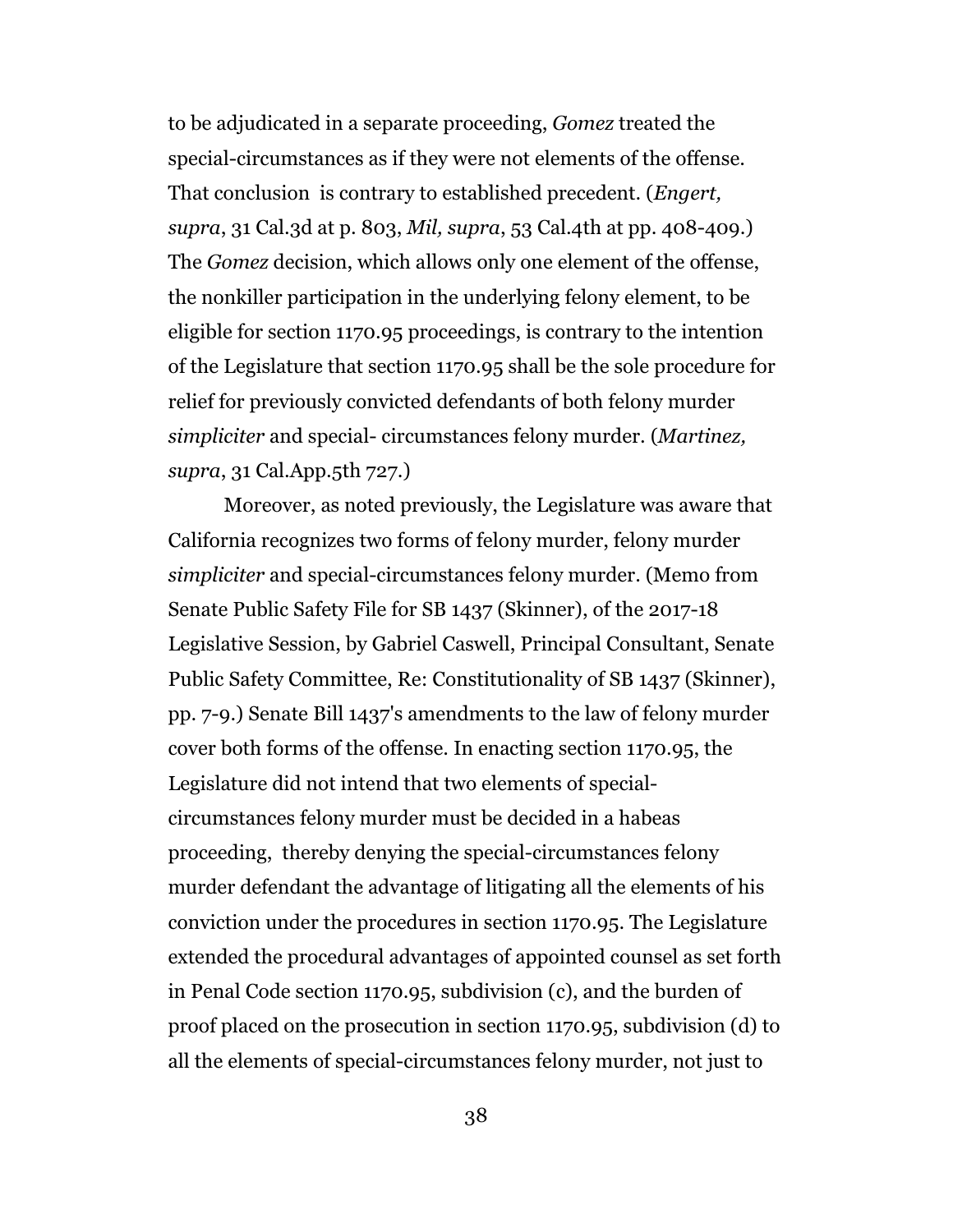to be adjudicated in a separate proceeding, *Gomez* treated the special-circumstances as if they were not elements of the offense. That conclusion is contrary to established precedent. (*Engert, supra*, 31 Cal.3d at p. 803, *Mil, supra*, 53 Cal.4th at pp. 408-409.) The *Gomez* decision, which allows only one element of the offense, the nonkiller participation in the underlying felony element, to be eligible for section 1170.95 proceedings, is contrary to the intention of the Legislature that section 1170.95 shall be the sole procedure for relief for previously convicted defendants of both felony murder *simpliciter* and special- circumstances felony murder. (*Martinez, supra*, 31 Cal.App.5th 727.)

Moreover, as noted previously, the Legislature was aware that California recognizes two forms of felony murder, felony murder *simpliciter* and special-circumstances felony murder. (Memo from Senate Public Safety File for SB 1437 (Skinner), of the 2017-18 Legislative Session, by Gabriel Caswell, Principal Consultant, Senate Public Safety Committee, Re: Constitutionality of SB 1437 (Skinner), pp. 7-9.) Senate Bill 1437's amendments to the law of felony murder cover both forms of the offense. In enacting section 1170.95, the Legislature did not intend that two elements of special-circumstances felony murder must be decided in a habeas proceeding, thereby denying the special-circumstances felony murder defendant the advantage of litigating all the elements of his conviction under the procedures in section 1170.95. The Legislature extended the procedural advantages of appointed counsel as set forth in Penal Code section 1170.95, subdivision (c), and the burden of proof placed on the prosecution in section 1170.95, subdivision (d) to all the elements of special-circumstances felony murder, not just to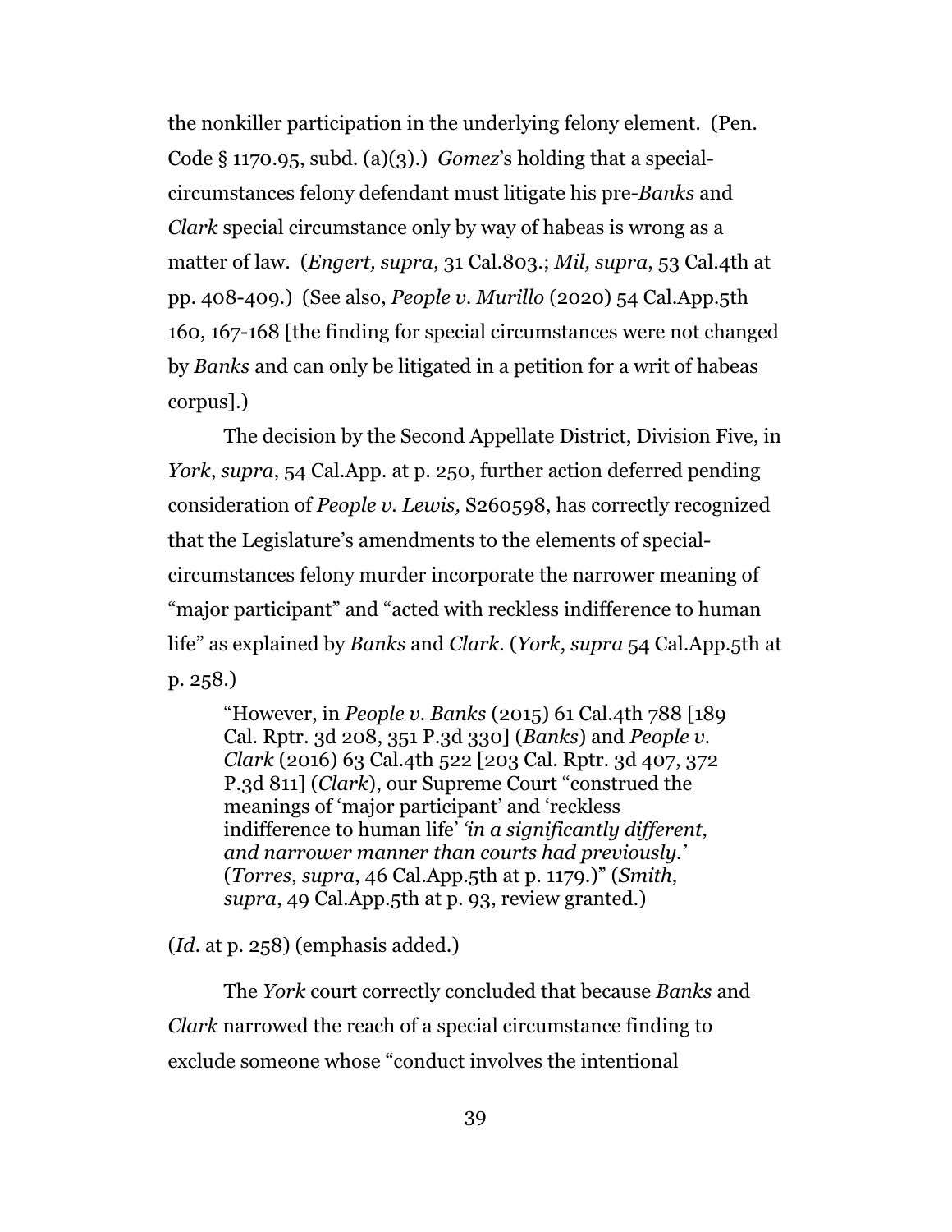the nonkiller participation in the underlying felony element. (Pen. Code § 1170.95, subd. (a)(3).) *Gomez*'s holding that a special-circumstances felony defendant must litigate his pre-*Banks* and *Clark* special circumstance only by way of habeas is wrong as a matter of law. (*Engert, supra*, 31 Cal.803.; *Mil, supra*, 53 Cal.4th at pp. 408-409.) (See also, *People v. Murillo* (2020) 54 Cal.App.5th 160, 167-168 [the finding for special circumstances were not changed by *Banks* and can only be litigated in a petition for a writ of habeas corpus].)

The decision by the Second Appellate District, Division Five, in *York*, *supra*, 54 Cal.App. at p. 250, further action deferred pending consideration of *People v. Lewis,* S260598, has correctly recognized that the Legislature's amendments to the elements of special-circumstances felony murder incorporate the narrower meaning of "major participant" and "acted with reckless indifference to human life" as explained by *Banks* and *Clark*. (*York*, *supra* 54 Cal.App.5th at p. 258.)

> "However, in *People v. Banks* (2015) 61 Cal.4th 788 [189 Cal. Rptr. 3d 208, 351 P.3d 330] (*Banks*) and *People v. Clark* (2016) 63 Cal.4th 522 [203 Cal. Rptr. 3d 407, 372 P.3d 811] (*Clark*), our Supreme Court "construed the meanings of 'major participant' and 'reckless indifference to human life' *'in a significantly different, and narrower manner than courts had previously.'* (*Torres, supra*, 46 Cal.App.5th at p. 1179.)" (*Smith, supra*, 49 Cal.App.5th at p. 93, review granted.)

(*Id*. at p. 258) (emphasis added.)

The *York* court correctly concluded that because *Banks* and *Clark* narrowed the reach of a special circumstance finding to exclude someone whose "conduct involves the intentional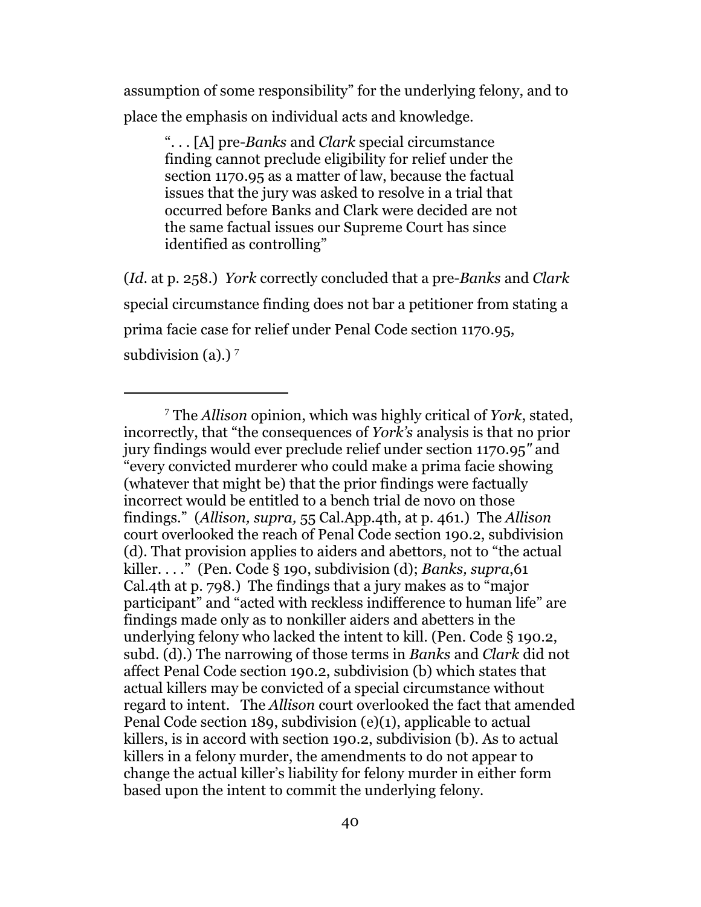assumption of some responsibility" for the underlying felony, and to place the emphasis on individual acts and knowledge.

> ". . . [A] pre-*Banks* and *Clark* special circumstance finding cannot preclude eligibility for relief under the section 1170.95 as a matter of law, because the factual issues that the jury was asked to resolve in a trial that occurred before Banks and Clark were decided are not the same factual issues our Supreme Court has since identified as controlling"

(*Id*. at p. 258.) *York* correctly concluded that a pre-*Banks* and *Clark* special circumstance finding does not bar a petitioner from stating a prima facie case for relief under Penal Code section 1170.95, subdivision (a).) [7]

---

[7] The *Allison* opinion, which was highly critical of *York*, stated, incorrectly, that "the consequences of *York's* analysis is that no prior jury findings would ever preclude relief under section 1170.95" and "every convicted murderer who could make a prima facie showing (whatever that might be) that the prior findings were factually incorrect would be entitled to a bench trial de novo on those findings." (*Allison, supra,* 55 Cal.App.4th, at p. 461.) The *Allison* court overlooked the reach of Penal Code section 190.2, subdivision (d). That provision applies to aiders and abettors, not to "the actual killer. . . ." (Pen. Code § 190, subdivision (d); *Banks, supra*,61 Cal.4th at p. 798.) The findings that a jury makes as to "major participant" and "acted with reckless indifference to human life" are findings made only as to nonkiller aiders and abetters in the underlying felony who lacked the intent to kill. (Pen. Code § 190.2, subd. (d).) The narrowing of those terms in *Banks* and *Clark* did not affect Penal Code section 190.2, subdivision (b) which states that actual killers may be convicted of a special circumstance without regard to intent. The *Allison* court overlooked the fact that amended Penal Code section 189, subdivision (e)(1), applicable to actual killers, is in accord with section 190.2, subdivision (b). As to actual killers in a felony murder, the amendments to do not appear to change the actual killer's liability for felony murder in either form based upon the intent to commit the underlying felony.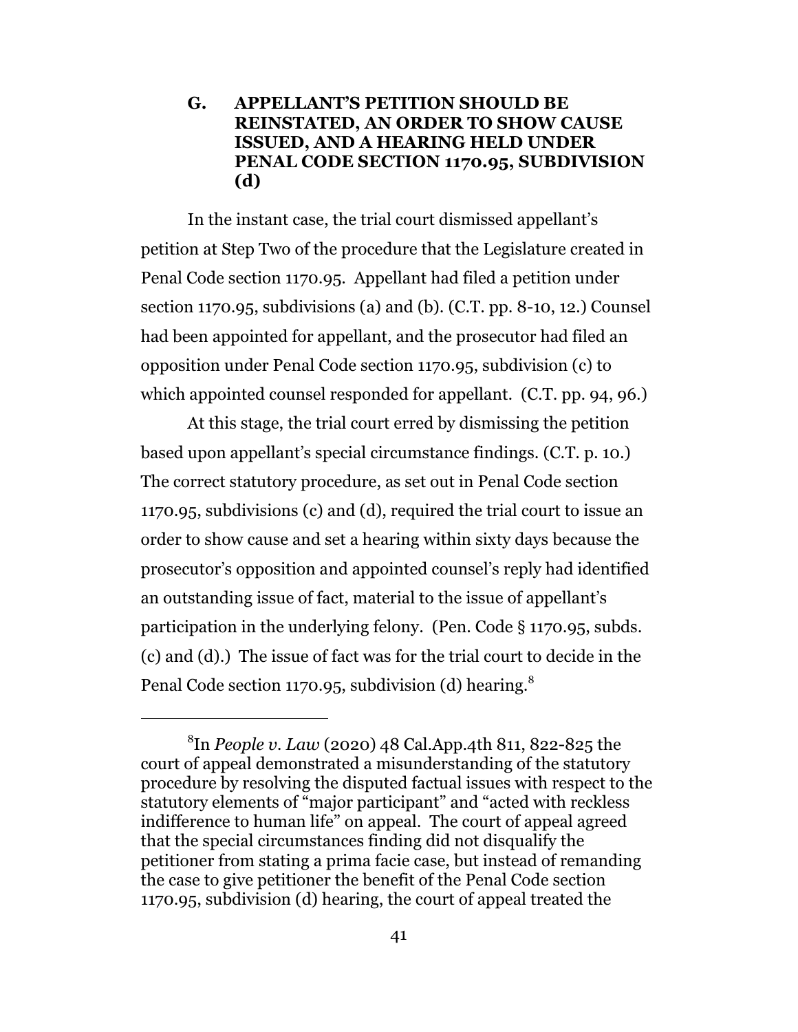### G. APPELLANT'S PETITION SHOULD BE REINSTATED, AN ORDER TO SHOW CAUSE ISSUED, AND A HEARING HELD UNDER PENAL CODE SECTION 1170.95, SUBDIVISION (d)

In the instant case, the trial court dismissed appellant's petition at Step Two of the procedure that the Legislature created in Penal Code section 1170.95. Appellant had filed a petition under section 1170.95, subdivisions (a) and (b). (C.T. pp. 8-10, 12.) Counsel had been appointed for appellant, and the prosecutor had filed an opposition under Penal Code section 1170.95, subdivision (c) to which appointed counsel responded for appellant. (C.T. pp. 94, 96.)

At this stage, the trial court erred by dismissing the petition based upon appellant's special circumstance findings. (C.T. p. 10.) The correct statutory procedure, as set out in Penal Code section 1170.95, subdivisions (c) and (d), required the trial court to issue an order to show cause and set a hearing within sixty days because the prosecutor's opposition and appointed counsel's reply had identified an outstanding issue of fact, material to the issue of appellant's participation in the underlying felony. (Pen. Code § 1170.95, subds. (c) and (d).) The issue of fact was for the trial court to decide in the Penal Code section 1170.95, subdivision (d) hearing.[8]

[8] In *People v. Law* (2020) 48 Cal.App.4th 811, 822-825 the court of appeal demonstrated a misunderstanding of the statutory procedure by resolving the disputed factual issues with respect to the statutory elements of "major participant" and "acted with reckless indifference to human life" on appeal. The court of appeal agreed that the special circumstances finding did not disqualify the petitioner from stating a prima facie case, but instead of remanding the case to give petitioner the benefit of the Penal Code section 1170.95, subdivision (d) hearing, the court of appeal treated the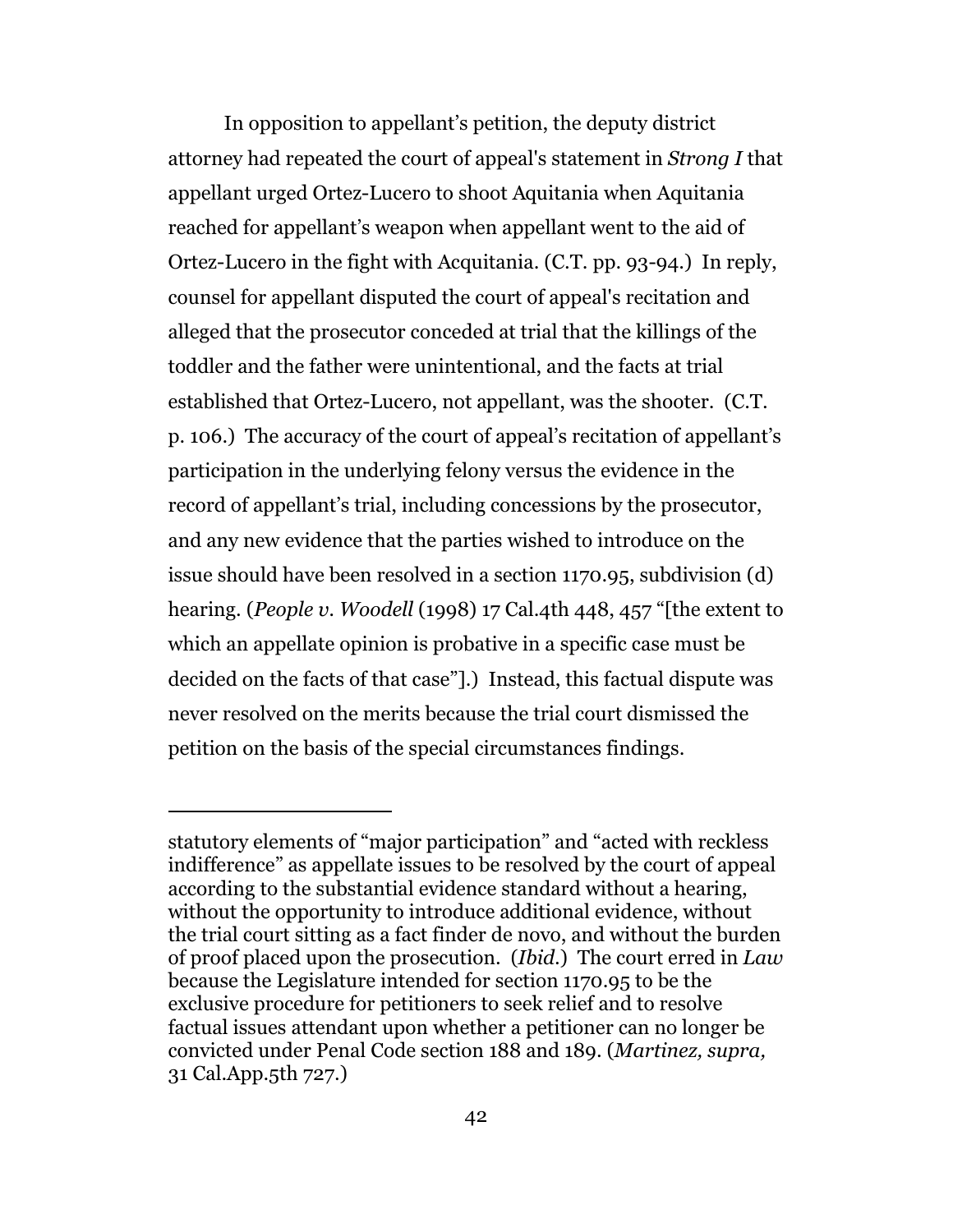In opposition to appellant's petition, the deputy district attorney had repeated the court of appeal's statement in *Strong I* that appellant urged Ortez-Lucero to shoot Aquitania when Aquitania reached for appellant's weapon when appellant went to the aid of Ortez-Lucero in the fight with Acquitania. (C.T. pp. 93-94.) In reply, counsel for appellant disputed the court of appeal's recitation and alleged that the prosecutor conceded at trial that the killings of the toddler and the father were unintentional, and the facts at trial established that Ortez-Lucero, not appellant, was the shooter. (C.T. p. 106.) The accuracy of the court of appeal's recitation of appellant's participation in the underlying felony versus the evidence in the record of appellant's trial, including concessions by the prosecutor, and any new evidence that the parties wished to introduce on the issue should have been resolved in a section 1170.95, subdivision (d) hearing. (*People v. Woodell* (1998) 17 Cal.4th 448, 457 "[the extent to which an appellate opinion is probative in a specific case must be decided on the facts of that case"].) Instead, this factual dispute was never resolved on the merits because the trial court dismissed the petition on the basis of the special circumstances findings.

---

statutory elements of "major participation" and "acted with reckless indifference" as appellate issues to be resolved by the court of appeal according to the substantial evidence standard without a hearing, without the opportunity to introduce additional evidence, without the trial court sitting as a fact finder de novo, and without the burden of proof placed upon the prosecution. (*Ibid.*) The court erred in *Law* because the Legislature intended for section 1170.95 to be the exclusive procedure for petitioners to seek relief and to resolve factual issues attendant upon whether a petitioner can no longer be convicted under Penal Code section 188 and 189. (*Martinez, supra,* 31 Cal.App.5th 727.)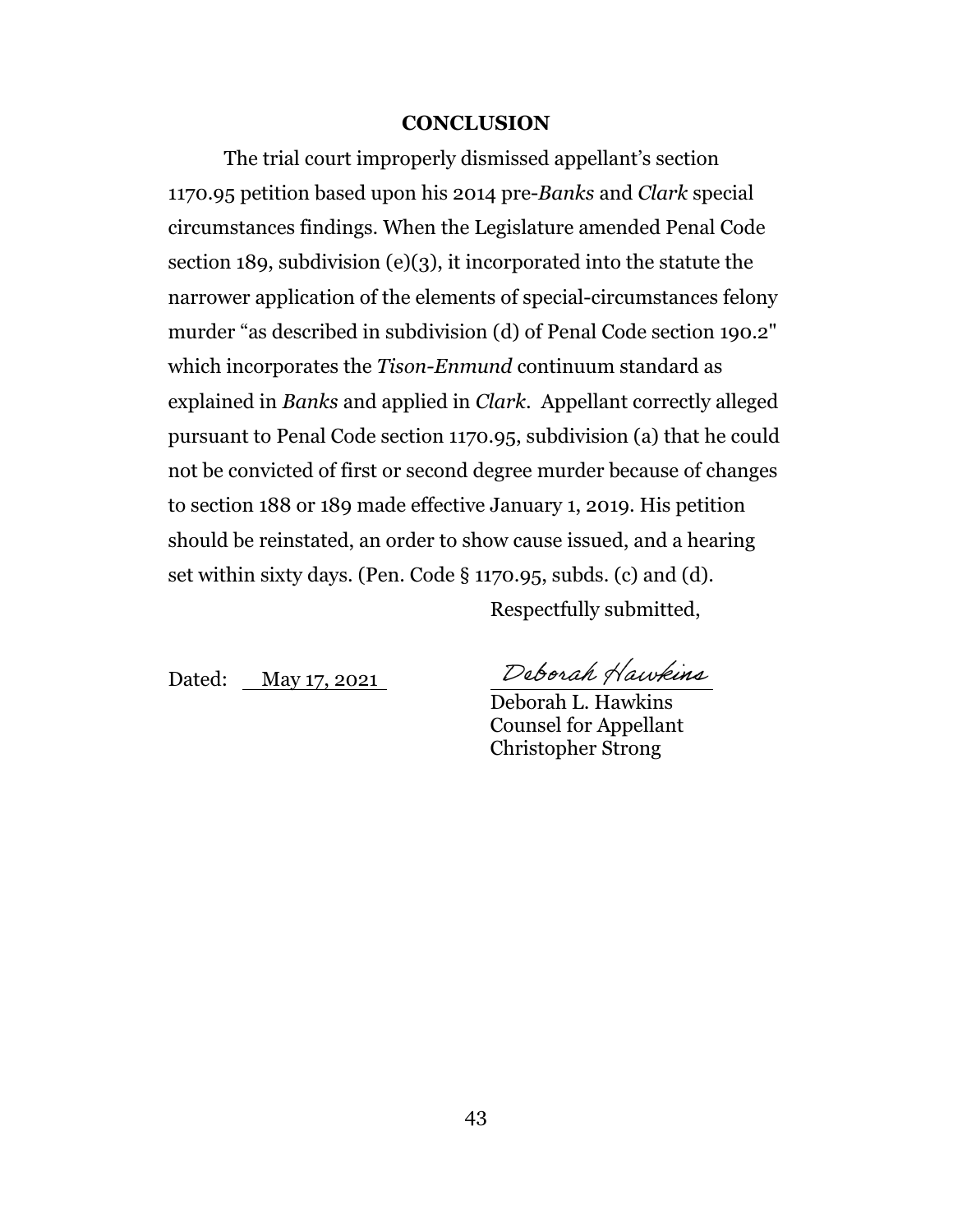## CONCLUSION

The trial court improperly dismissed appellant's section 1170.95 petition based upon his 2014 pre-*Banks* and *Clark* special circumstances findings. When the Legislature amended Penal Code section 189, subdivision (e)(3), it incorporated into the statute the narrower application of the elements of special-circumstances felony murder "as described in subdivision (d) of Penal Code section 190.2" which incorporates the *Tison-Enmund* continuum standard as explained in *Banks* and applied in *Clark*. Appellant correctly alleged pursuant to Penal Code section 1170.95, subdivision (a) that he could not be convicted of first or second degree murder because of changes to section 188 or 189 made effective January 1, 2019. His petition should be reinstated, an order to show cause issued, and a hearing set within sixty days. (Pen. Code § 1170.95, subds. (c) and (d).

Respectfully submitted,

Dated: May 17, 2021

Deborah Hawkins
Deborah L. Hawkins
Counsel for Appellant
Christopher Strong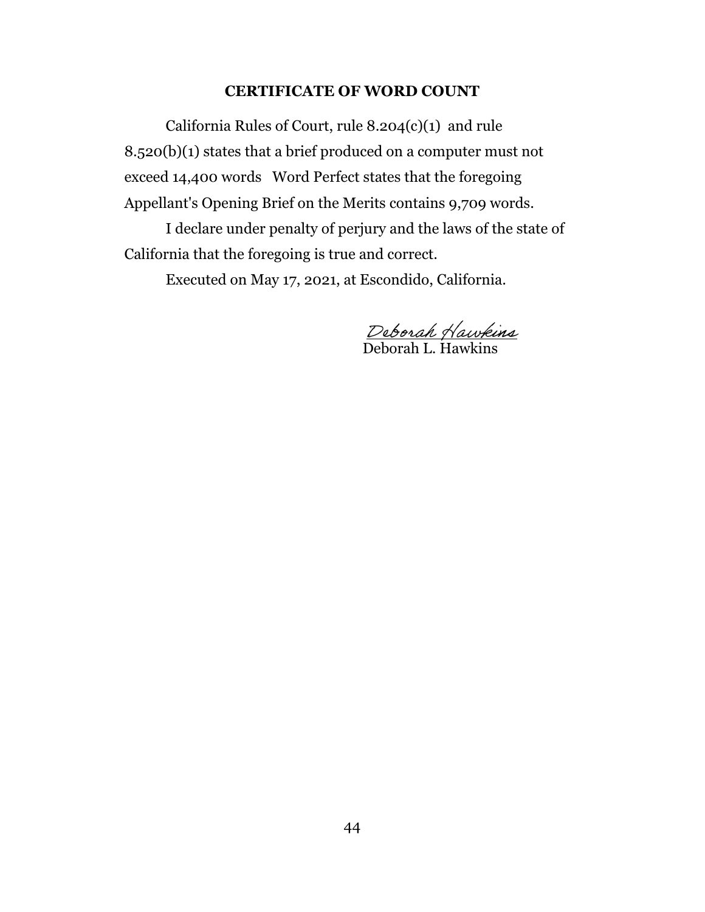## CERTIFICATE OF WORD COUNT

California Rules of Court, rule 8.204(c)(1) and rule 8.520(b)(1) states that a brief produced on a computer must not exceed 14,400 words Word Perfect states that the foregoing Appellant's Opening Brief on the Merits contains 9,709 words.

I declare under penalty of perjury and the laws of the state of California that the foregoing is true and correct.

Executed on May 17, 2021, at Escondido, California.

Deborah Hawkins
Deborah L. Hawkins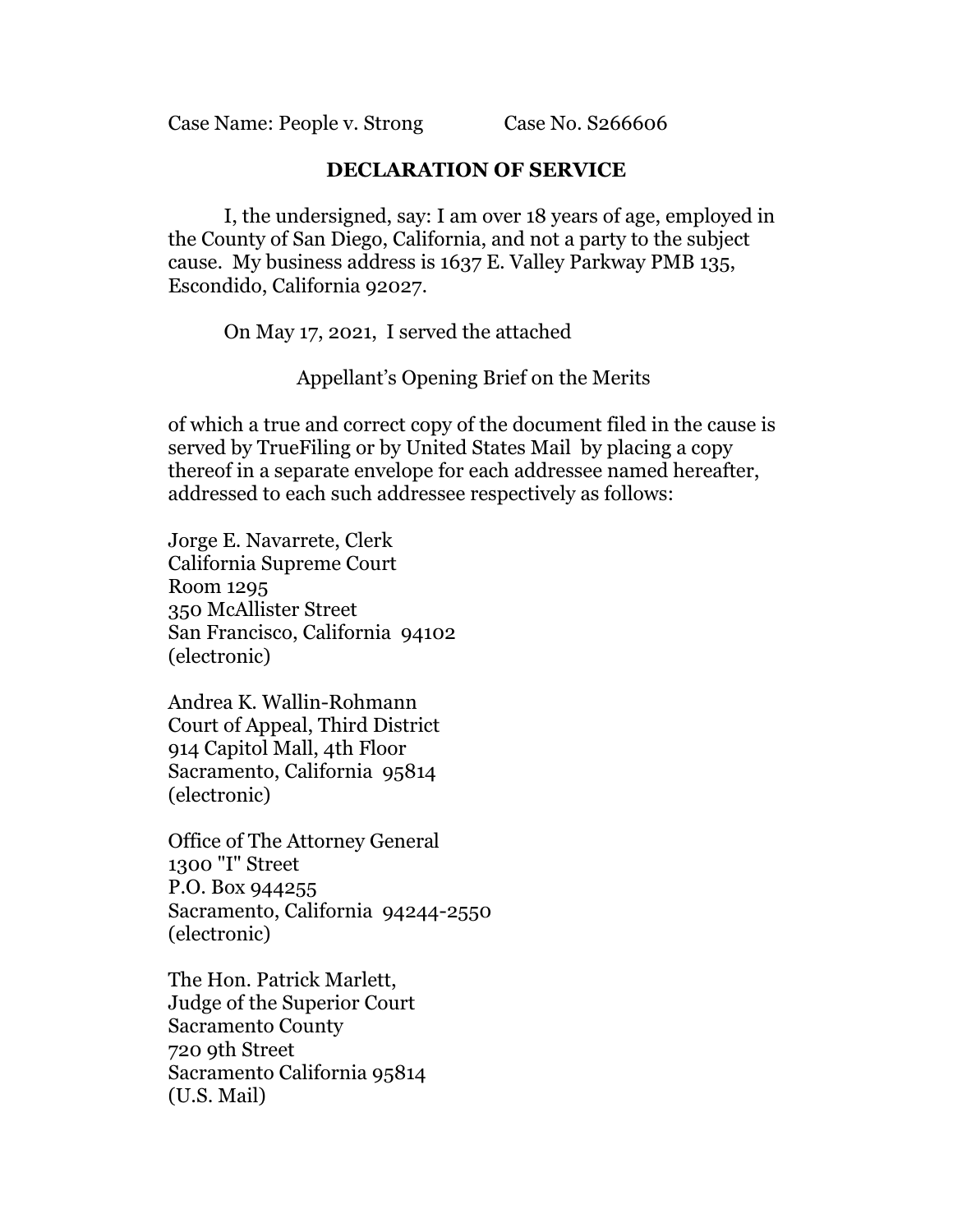Case Name: People v. Strong Case No. S266606

## DECLARATION OF SERVICE

I, the undersigned, say: I am over 18 years of age, employed in the County of San Diego, California, and not a party to the subject cause. My business address is 1637 E. Valley Parkway PMB 135, Escondido, California 92027.

On May 17, 2021, I served the attached

Appellant's Opening Brief on the Merits

of which a true and correct copy of the document filed in the cause is served by TrueFiling or by United States Mail by placing a copy thereof in a separate envelope for each addressee named hereafter, addressed to each such addressee respectively as follows:

Jorge E. Navarrete, Clerk
California Supreme Court
Room 1295
350 McAllister Street
San Francisco, California 94102
(electronic)

Andrea K. Wallin-Rohmann
Court of Appeal, Third District
914 Capitol Mall, 4th Floor
Sacramento, California 95814
(electronic)

Office of The Attorney General
1300 "I" Street
P.O. Box 944255
Sacramento, California 94244-2550
(electronic)

The Hon. Patrick Marlett,
Judge of the Superior Court
Sacramento County
720 9th Street
Sacramento California 95814
(U.S. Mail)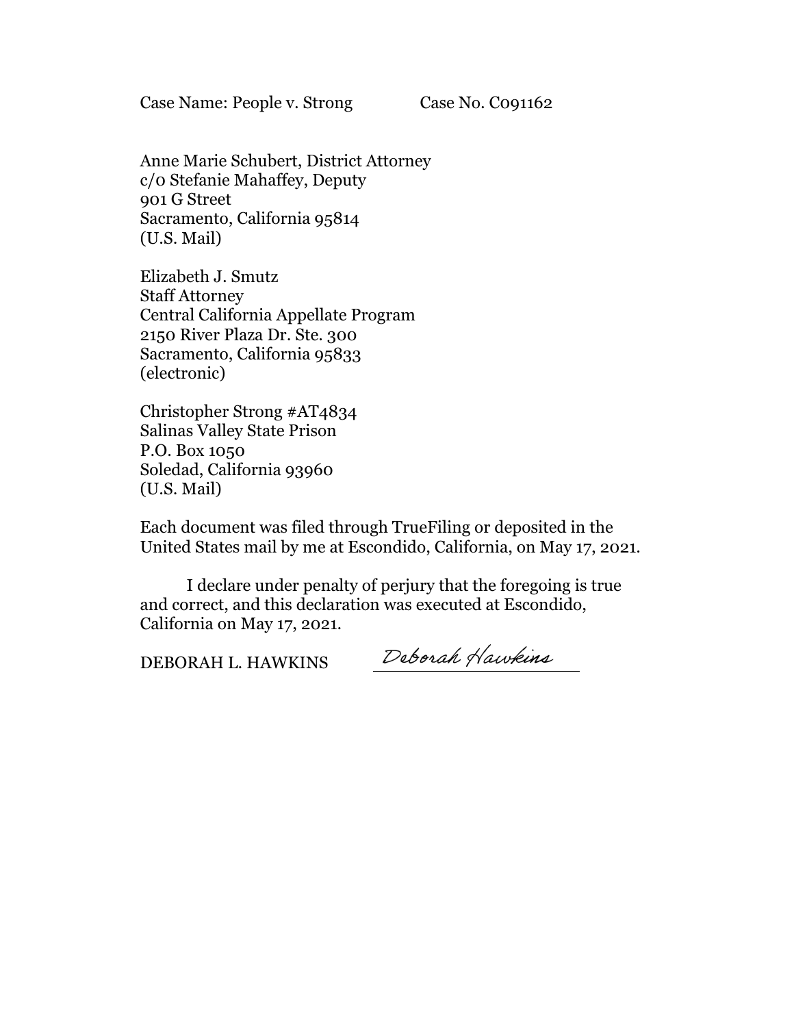Case Name: People v. Strong        Case No. C091162

Anne Marie Schubert, District Attorney
c/o Stefanie Mahaffey, Deputy
901 G Street
Sacramento, California 95814
(U.S. Mail)

Elizabeth J. Smutz
Staff Attorney
Central California Appellate Program
2150 River Plaza Dr. Ste. 300
Sacramento, California 95833
(electronic)

Christopher Strong #AT4834
Salinas Valley State Prison
P.O. Box 1050
Soledad, California 93960
(U.S. Mail)

Each document was filed through TrueFiling or deposited in the United States mail by me at Escondido, California, on May 17, 2021.

I declare under penalty of perjury that the foregoing is true and correct, and this declaration was executed at Escondido, California on May 17, 2021.

DEBORAH L. HAWKINS        Deborah Hawkins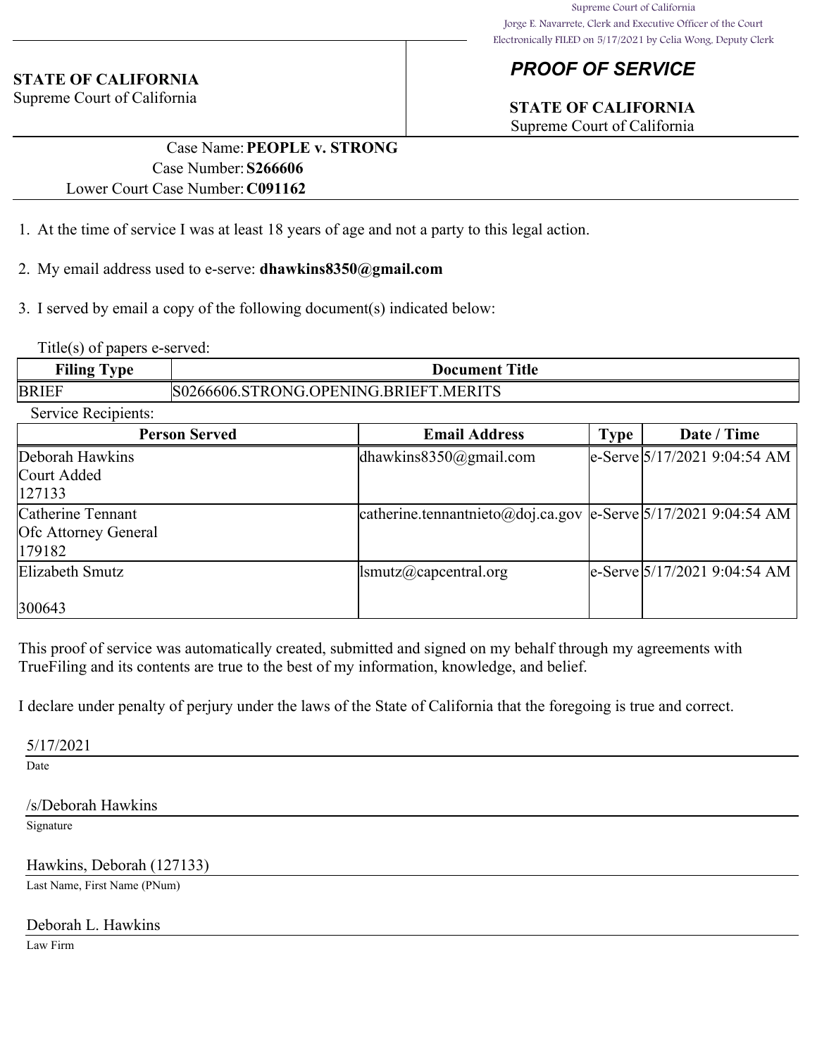Supreme Court of California
Jorge E. Navarrete, Clerk and Executive Officer of the Court
Electronically FILED on 5/17/2021 by Celia Wong, Deputy Clerk

**STATE OF CALIFORNIA**
Supreme Court of California

## *PROOF OF SERVICE*

**STATE OF CALIFORNIA**
Supreme Court of California

Case Name: **PEOPLE v. STRONG**
Case Number: **S266606**
Lower Court Case Number: **C091162**

1. At the time of service I was at least 18 years of age and not a party to this legal action.

2. My email address used to e-serve: **dhawkins8350@gmail.com**

3. I served by email a copy of the following document(s) indicated below:

Title(s) of papers e-served:

| Filing Type | Document Title |
|---|---|
| BRIEF | S0266606.STRONG.OPENING.BRIEFT.MERITS |

Service Recipients:

| Person Served | Email Address | Type | Date / Time |
|---|---|---|---|
| Deborah Hawkins<br>Court Added<br>127133 | dhawkins8350@gmail.com | e-Serve | 5/17/2021 9:04:54 AM |
| Catherine Tennant<br>Ofc Attorney General<br>179182 | catherine.tennantnieto@doj.ca.gov | e-Serve | 5/17/2021 9:04:54 AM |
| Elizabeth Smutz<br><br>300643 | lsmutz@capcentral.org | e-Serve | 5/17/2021 9:04:54 AM |

This proof of service was automatically created, submitted and signed on my behalf through my agreements with TrueFiling and its contents are true to the best of my information, knowledge, and belief.

I declare under penalty of perjury under the laws of the State of California that the foregoing is true and correct.

5/17/2021
Date

/s/Deborah Hawkins
Signature

Hawkins, Deborah (127133)
Last Name, First Name (PNum)

Deborah L. Hawkins
Law Firm